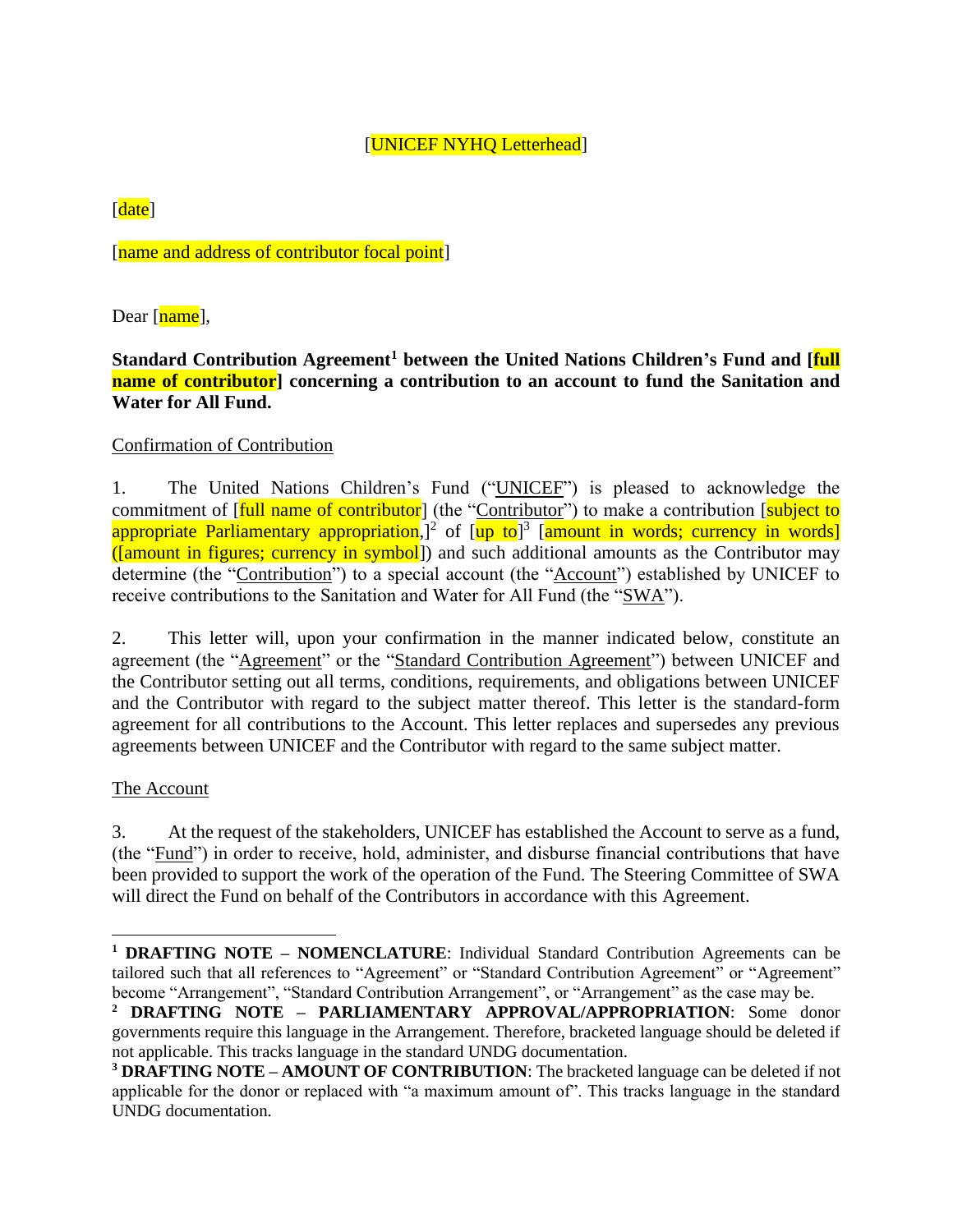[UNICEF NYHQ Letterhead]

[date]

[name and address of contributor focal point]

Dear [name],

**Standard Contribution Agreement[1] between the United Nations Children's Fund and [full name of contributor] concerning a contribution to an account to fund the Sanitation and Water for All Fund.**

Confirmation of Contribution

1. The United Nations Children's Fund ("UNICEF") is pleased to acknowledge the commitment of [full name of contributor] (the "Contributor") to make a contribution [subject to appropriate Parliamentary appropriation,][2] of [up to][3] [amount in words; currency in words] ([amount in figures; currency in symbol]) and such additional amounts as the Contributor may determine (the "Contribution") to a special account (the "Account") established by UNICEF to receive contributions to the Sanitation and Water for All Fund (the "SWA").

2. This letter will, upon your confirmation in the manner indicated below, constitute an agreement (the "Agreement" or the "Standard Contribution Agreement") between UNICEF and the Contributor setting out all terms, conditions, requirements, and obligations between UNICEF and the Contributor with regard to the subject matter thereof. This letter is the standard-form agreement for all contributions to the Account. This letter replaces and supersedes any previous agreements between UNICEF and the Contributor with regard to the same subject matter.

The Account

3. At the request of the stakeholders, UNICEF has established the Account to serve as a fund, (the "Fund") in order to receive, hold, administer, and disburse financial contributions that have been provided to support the work of the operation of the Fund. The Steering Committee of SWA will direct the Fund on behalf of the Contributors in accordance with this Agreement.

---

[1] **DRAFTING NOTE – NOMENCLATURE**: Individual Standard Contribution Agreements can be tailored such that all references to "Agreement" or "Standard Contribution Agreement" or "Agreement" become "Arrangement", "Standard Contribution Arrangement", or "Arrangement" as the case may be.

[2] **DRAFTING NOTE – PARLIAMENTARY APPROVAL/APPROPRIATION**: Some donor governments require this language in the Arrangement. Therefore, bracketed language should be deleted if not applicable. This tracks language in the standard UNDG documentation.

[3] **DRAFTING NOTE – AMOUNT OF CONTRIBUTION**: The bracketed language can be deleted if not applicable for the donor or replaced with "a maximum amount of". This tracks language in the standard UNDG documentation.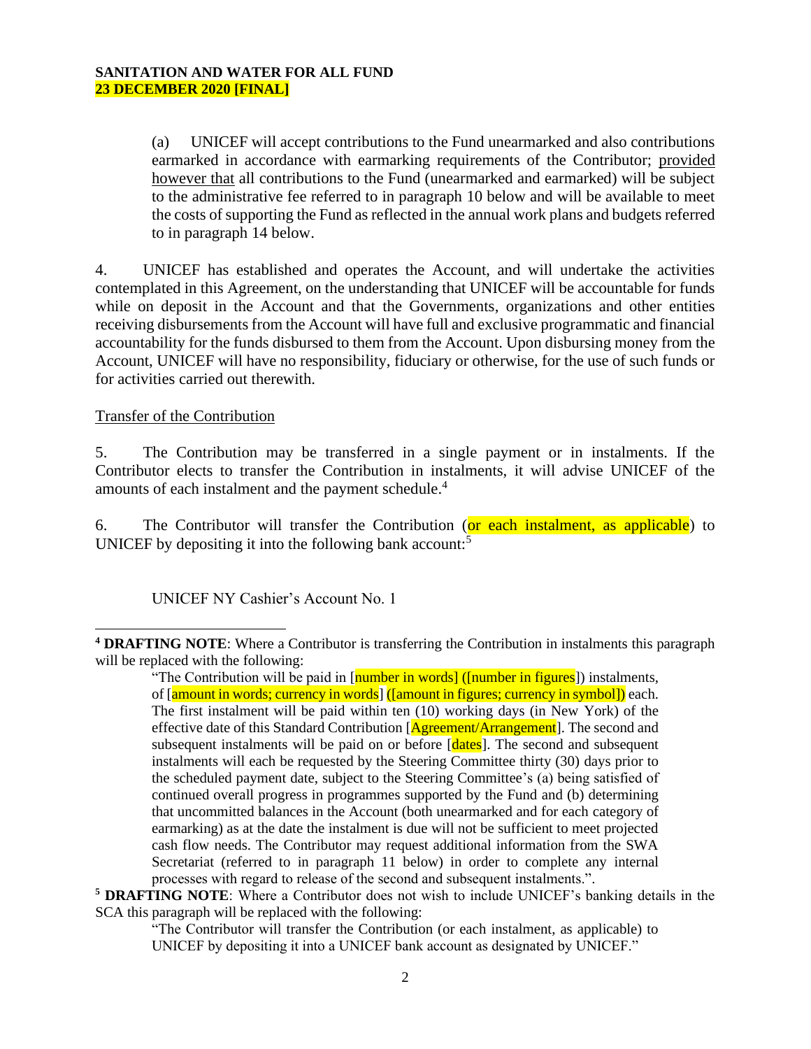(a) UNICEF will accept contributions to the Fund unearmarked and also contributions earmarked in accordance with earmarking requirements of the Contributor; provided however that all contributions to the Fund (unearmarked and earmarked) will be subject to the administrative fee referred to in paragraph 10 below and will be available to meet the costs of supporting the Fund as reflected in the annual work plans and budgets referred to in paragraph 14 below.

4. UNICEF has established and operates the Account, and will undertake the activities contemplated in this Agreement, on the understanding that UNICEF will be accountable for funds while on deposit in the Account and that the Governments, organizations and other entities receiving disbursements from the Account will have full and exclusive programmatic and financial accountability for the funds disbursed to them from the Account. Upon disbursing money from the Account, UNICEF will have no responsibility, fiduciary or otherwise, for the use of such funds or for activities carried out therewith.

Transfer of the Contribution

5. The Contribution may be transferred in a single payment or in instalments. If the Contributor elects to transfer the Contribution in instalments, it will advise UNICEF of the amounts of each instalment and the payment schedule.[4]

6. The Contributor will transfer the Contribution (or each instalment, as applicable) to UNICEF by depositing it into the following bank account:[5]

UNICEF NY Cashier's Account No. 1

---

[4] **DRAFTING NOTE**: Where a Contributor is transferring the Contribution in instalments this paragraph will be replaced with the following:

> "The Contribution will be paid in [number in words] ([number in figures]) instalments, of [amount in words; currency in words] ([amount in figures; currency in symbol]) each. The first instalment will be paid within ten (10) working days (in New York) of the effective date of this Standard Contribution [Agreement/Arrangement]. The second and subsequent instalments will be paid on or before [dates]. The second and subsequent instalments will each be requested by the Steering Committee thirty (30) days prior to the scheduled payment date, subject to the Steering Committee's (a) being satisfied of continued overall progress in programmes supported by the Fund and (b) determining that uncommitted balances in the Account (both unearmarked and for each category of earmarking) as at the date the instalment is due will not be sufficient to meet projected cash flow needs. The Contributor may request additional information from the SWA Secretariat (referred to in paragraph 11 below) in order to complete any internal processes with regard to release of the second and subsequent instalments.".

[5] **DRAFTING NOTE**: Where a Contributor does not wish to include UNICEF's banking details in the SCA this paragraph will be replaced with the following:

> "The Contributor will transfer the Contribution (or each instalment, as applicable) to UNICEF by depositing it into a UNICEF bank account as designated by UNICEF."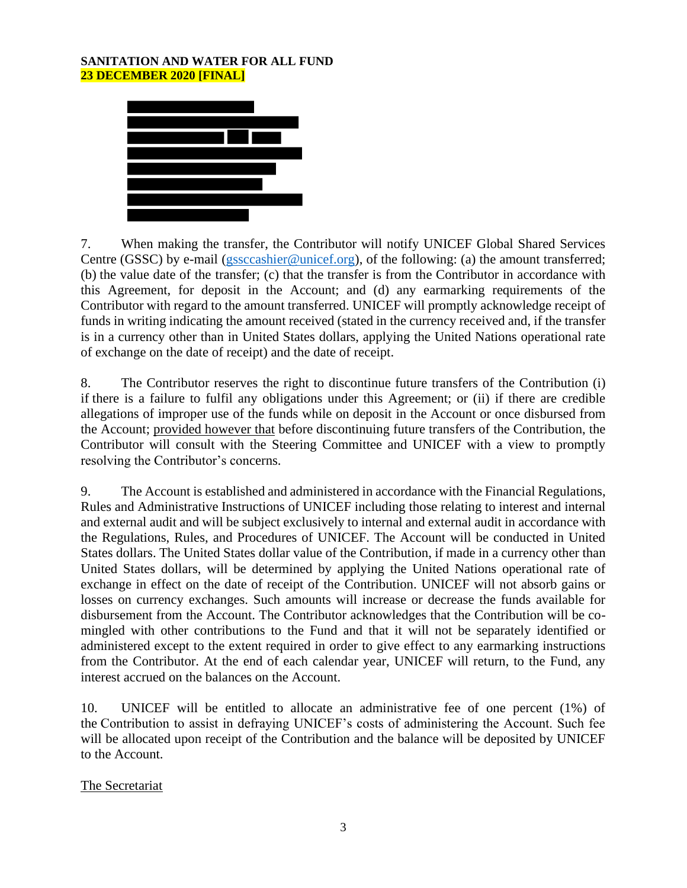7. When making the transfer, the Contributor will notify UNICEF Global Shared Services Centre (GSSC) by e-mail (gssccashier@unicef.org), of the following: (a) the amount transferred; (b) the value date of the transfer; (c) that the transfer is from the Contributor in accordance with this Agreement, for deposit in the Account; and (d) any earmarking requirements of the Contributor with regard to the amount transferred. UNICEF will promptly acknowledge receipt of funds in writing indicating the amount received (stated in the currency received and, if the transfer is in a currency other than in United States dollars, applying the United Nations operational rate of exchange on the date of receipt) and the date of receipt.

8. The Contributor reserves the right to discontinue future transfers of the Contribution (i) if there is a failure to fulfil any obligations under this Agreement; or (ii) if there are credible allegations of improper use of the funds while on deposit in the Account or once disbursed from the Account; provided however that before discontinuing future transfers of the Contribution, the Contributor will consult with the Steering Committee and UNICEF with a view to promptly resolving the Contributor's concerns.

9. The Account is established and administered in accordance with the Financial Regulations, Rules and Administrative Instructions of UNICEF including those relating to interest and internal and external audit and will be subject exclusively to internal and external audit in accordance with the Regulations, Rules, and Procedures of UNICEF. The Account will be conducted in United States dollars. The United States dollar value of the Contribution, if made in a currency other than United States dollars, will be determined by applying the United Nations operational rate of exchange in effect on the date of receipt of the Contribution. UNICEF will not absorb gains or losses on currency exchanges. Such amounts will increase or decrease the funds available for disbursement from the Account. The Contributor acknowledges that the Contribution will be co-mingled with other contributions to the Fund and that it will not be separately identified or administered except to the extent required in order to give effect to any earmarking instructions from the Contributor. At the end of each calendar year, UNICEF will return, to the Fund, any interest accrued on the balances on the Account.

10. UNICEF will be entitled to allocate an administrative fee of one percent (1%) of the Contribution to assist in defraying UNICEF's costs of administering the Account. Such fee will be allocated upon receipt of the Contribution and the balance will be deposited by UNICEF to the Account.

The Secretariat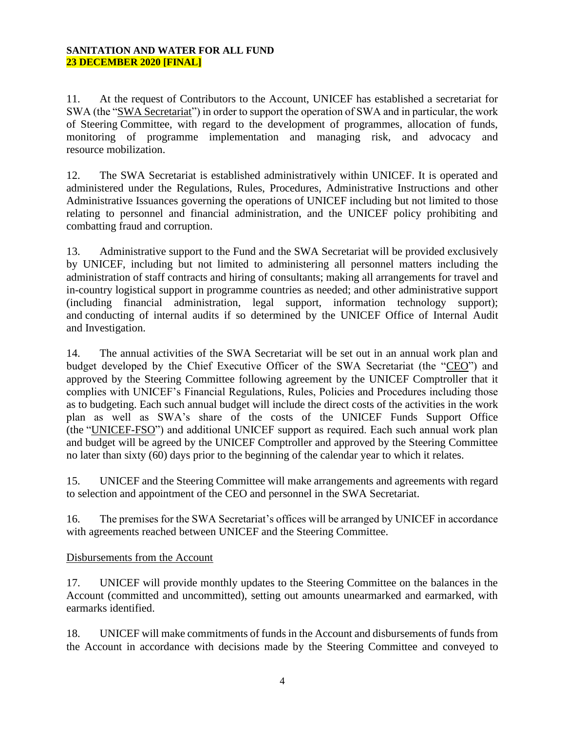11. At the request of Contributors to the Account, UNICEF has established a secretariat for SWA (the "SWA Secretariat") in order to support the operation of SWA and in particular, the work of Steering Committee, with regard to the development of programmes, allocation of funds, monitoring of programme implementation and managing risk, and advocacy and resource mobilization.

12. The SWA Secretariat is established administratively within UNICEF. It is operated and administered under the Regulations, Rules, Procedures, Administrative Instructions and other Administrative Issuances governing the operations of UNICEF including but not limited to those relating to personnel and financial administration, and the UNICEF policy prohibiting and combatting fraud and corruption.

13. Administrative support to the Fund and the SWA Secretariat will be provided exclusively by UNICEF, including but not limited to administering all personnel matters including the administration of staff contracts and hiring of consultants; making all arrangements for travel and in-country logistical support in programme countries as needed; and other administrative support (including financial administration, legal support, information technology support); and conducting of internal audits if so determined by the UNICEF Office of Internal Audit and Investigation.

14. The annual activities of the SWA Secretariat will be set out in an annual work plan and budget developed by the Chief Executive Officer of the SWA Secretariat (the "CEO") and approved by the Steering Committee following agreement by the UNICEF Comptroller that it complies with UNICEF's Financial Regulations, Rules, Policies and Procedures including those as to budgeting. Each such annual budget will include the direct costs of the activities in the work plan as well as SWA's share of the costs of the UNICEF Funds Support Office (the "UNICEF-FSO") and additional UNICEF support as required. Each such annual work plan and budget will be agreed by the UNICEF Comptroller and approved by the Steering Committee no later than sixty (60) days prior to the beginning of the calendar year to which it relates.

15. UNICEF and the Steering Committee will make arrangements and agreements with regard to selection and appointment of the CEO and personnel in the SWA Secretariat.

16. The premises for the SWA Secretariat's offices will be arranged by UNICEF in accordance with agreements reached between UNICEF and the Steering Committee.

## Disbursements from the Account

17. UNICEF will provide monthly updates to the Steering Committee on the balances in the Account (committed and uncommitted), setting out amounts unearmarked and earmarked, with earmarks identified.

18. UNICEF will make commitments of funds in the Account and disbursements of funds from the Account in accordance with decisions made by the Steering Committee and conveyed to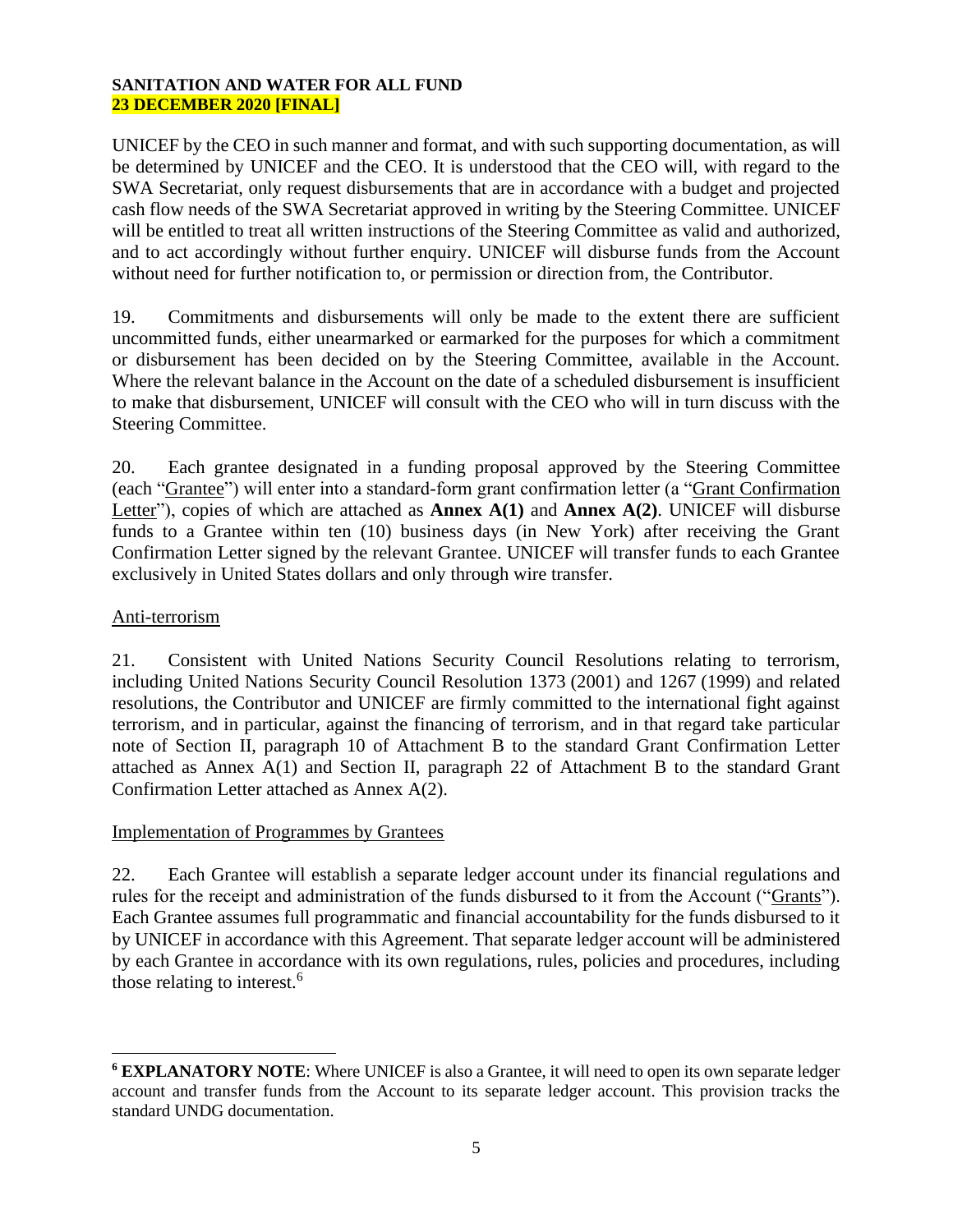UNICEF by the CEO in such manner and format, and with such supporting documentation, as will be determined by UNICEF and the CEO. It is understood that the CEO will, with regard to the SWA Secretariat, only request disbursements that are in accordance with a budget and projected cash flow needs of the SWA Secretariat approved in writing by the Steering Committee. UNICEF will be entitled to treat all written instructions of the Steering Committee as valid and authorized, and to act accordingly without further enquiry. UNICEF will disburse funds from the Account without need for further notification to, or permission or direction from, the Contributor.

19. Commitments and disbursements will only be made to the extent there are sufficient uncommitted funds, either unearmarked or earmarked for the purposes for which a commitment or disbursement has been decided on by the Steering Committee, available in the Account. Where the relevant balance in the Account on the date of a scheduled disbursement is insufficient to make that disbursement, UNICEF will consult with the CEO who will in turn discuss with the Steering Committee.

20. Each grantee designated in a funding proposal approved by the Steering Committee (each "Grantee") will enter into a standard-form grant confirmation letter (a "Grant Confirmation Letter"), copies of which are attached as **Annex A(1)** and **Annex A(2)**. UNICEF will disburse funds to a Grantee within ten (10) business days (in New York) after receiving the Grant Confirmation Letter signed by the relevant Grantee. UNICEF will transfer funds to each Grantee exclusively in United States dollars and only through wire transfer.

## Anti-terrorism

21. Consistent with United Nations Security Council Resolutions relating to terrorism, including United Nations Security Council Resolution 1373 (2001) and 1267 (1999) and related resolutions, the Contributor and UNICEF are firmly committed to the international fight against terrorism, and in particular, against the financing of terrorism, and in that regard take particular note of Section II, paragraph 10 of Attachment B to the standard Grant Confirmation Letter attached as Annex A(1) and Section II, paragraph 22 of Attachment B to the standard Grant Confirmation Letter attached as Annex A(2).

## Implementation of Programmes by Grantees

22. Each Grantee will establish a separate ledger account under its financial regulations and rules for the receipt and administration of the funds disbursed to it from the Account ("Grants"). Each Grantee assumes full programmatic and financial accountability for the funds disbursed to it by UNICEF in accordance with this Agreement. That separate ledger account will be administered by each Grantee in accordance with its own regulations, rules, policies and procedures, including those relating to interest.[6]

---

[6] **EXPLANATORY NOTE**: Where UNICEF is also a Grantee, it will need to open its own separate ledger account and transfer funds from the Account to its separate ledger account. This provision tracks the standard UNDG documentation.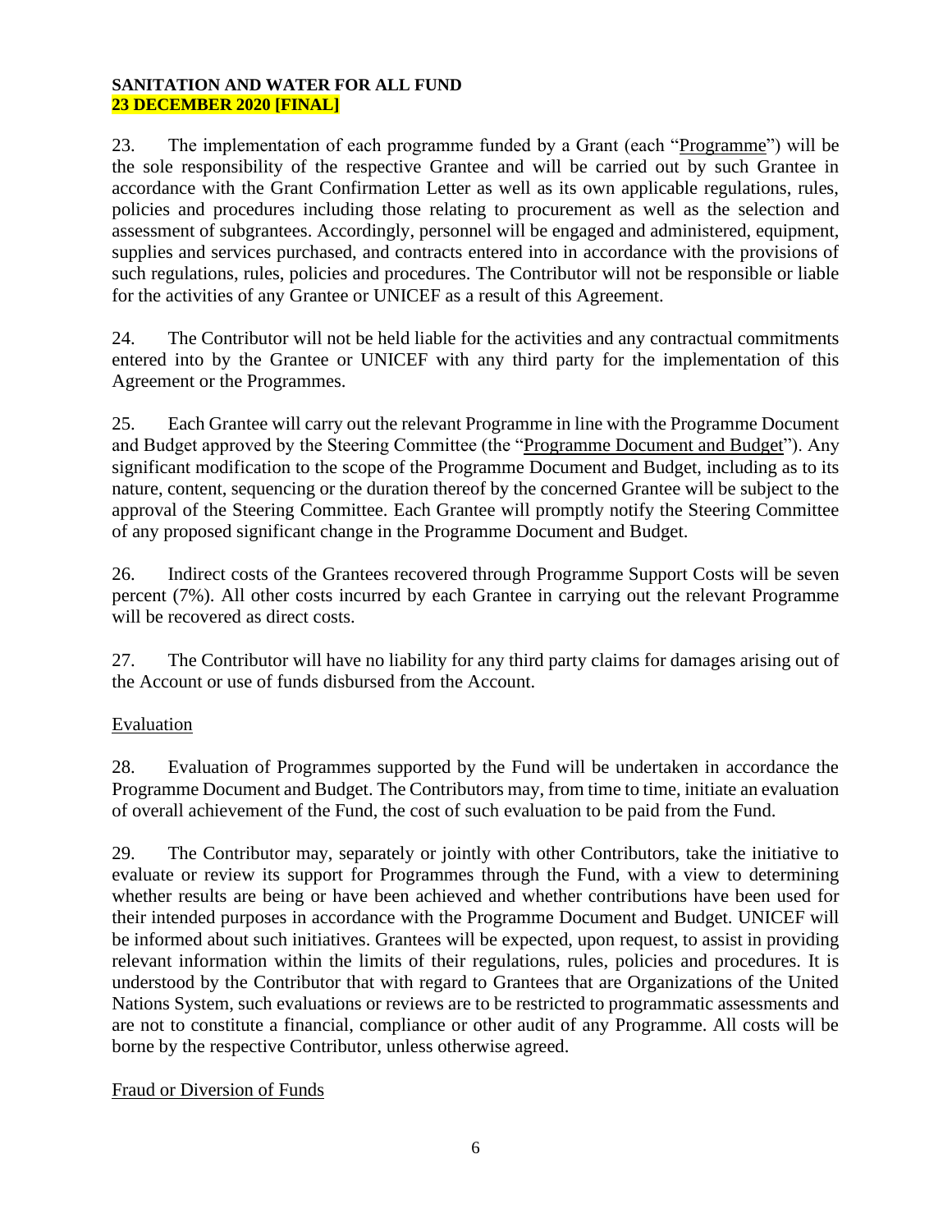23. The implementation of each programme funded by a Grant (each "Programme") will be the sole responsibility of the respective Grantee and will be carried out by such Grantee in accordance with the Grant Confirmation Letter as well as its own applicable regulations, rules, policies and procedures including those relating to procurement as well as the selection and assessment of subgrantees. Accordingly, personnel will be engaged and administered, equipment, supplies and services purchased, and contracts entered into in accordance with the provisions of such regulations, rules, policies and procedures. The Contributor will not be responsible or liable for the activities of any Grantee or UNICEF as a result of this Agreement.

24. The Contributor will not be held liable for the activities and any contractual commitments entered into by the Grantee or UNICEF with any third party for the implementation of this Agreement or the Programmes.

25. Each Grantee will carry out the relevant Programme in line with the Programme Document and Budget approved by the Steering Committee (the "Programme Document and Budget"). Any significant modification to the scope of the Programme Document and Budget, including as to its nature, content, sequencing or the duration thereof by the concerned Grantee will be subject to the approval of the Steering Committee. Each Grantee will promptly notify the Steering Committee of any proposed significant change in the Programme Document and Budget.

26. Indirect costs of the Grantees recovered through Programme Support Costs will be seven percent (7%). All other costs incurred by each Grantee in carrying out the relevant Programme will be recovered as direct costs.

27. The Contributor will have no liability for any third party claims for damages arising out of the Account or use of funds disbursed from the Account.

## Evaluation

28. Evaluation of Programmes supported by the Fund will be undertaken in accordance the Programme Document and Budget. The Contributors may, from time to time, initiate an evaluation of overall achievement of the Fund, the cost of such evaluation to be paid from the Fund.

29. The Contributor may, separately or jointly with other Contributors, take the initiative to evaluate or review its support for Programmes through the Fund, with a view to determining whether results are being or have been achieved and whether contributions have been used for their intended purposes in accordance with the Programme Document and Budget. UNICEF will be informed about such initiatives. Grantees will be expected, upon request, to assist in providing relevant information within the limits of their regulations, rules, policies and procedures. It is understood by the Contributor that with regard to Grantees that are Organizations of the United Nations System, such evaluations or reviews are to be restricted to programmatic assessments and are not to constitute a financial, compliance or other audit of any Programme. All costs will be borne by the respective Contributor, unless otherwise agreed.

## Fraud or Diversion of Funds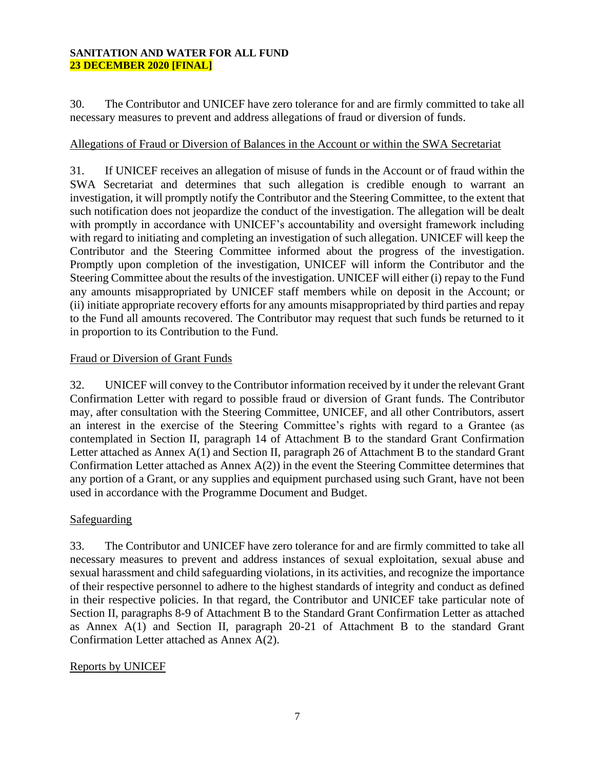30. The Contributor and UNICEF have zero tolerance for and are firmly committed to take all necessary measures to prevent and address allegations of fraud or diversion of funds.

Allegations of Fraud or Diversion of Balances in the Account or within the SWA Secretariat

31. If UNICEF receives an allegation of misuse of funds in the Account or of fraud within the SWA Secretariat and determines that such allegation is credible enough to warrant an investigation, it will promptly notify the Contributor and the Steering Committee, to the extent that such notification does not jeopardize the conduct of the investigation. The allegation will be dealt with promptly in accordance with UNICEF's accountability and oversight framework including with regard to initiating and completing an investigation of such allegation. UNICEF will keep the Contributor and the Steering Committee informed about the progress of the investigation. Promptly upon completion of the investigation, UNICEF will inform the Contributor and the Steering Committee about the results of the investigation. UNICEF will either (i) repay to the Fund any amounts misappropriated by UNICEF staff members while on deposit in the Account; or (ii) initiate appropriate recovery efforts for any amounts misappropriated by third parties and repay to the Fund all amounts recovered. The Contributor may request that such funds be returned to it in proportion to its Contribution to the Fund.

Fraud or Diversion of Grant Funds

32. UNICEF will convey to the Contributor information received by it under the relevant Grant Confirmation Letter with regard to possible fraud or diversion of Grant funds. The Contributor may, after consultation with the Steering Committee, UNICEF, and all other Contributors, assert an interest in the exercise of the Steering Committee's rights with regard to a Grantee (as contemplated in Section II, paragraph 14 of Attachment B to the standard Grant Confirmation Letter attached as Annex A(1) and Section II, paragraph 26 of Attachment B to the standard Grant Confirmation Letter attached as Annex A(2)) in the event the Steering Committee determines that any portion of a Grant, or any supplies and equipment purchased using such Grant, have not been used in accordance with the Programme Document and Budget.

Safeguarding

33. The Contributor and UNICEF have zero tolerance for and are firmly committed to take all necessary measures to prevent and address instances of sexual exploitation, sexual abuse and sexual harassment and child safeguarding violations, in its activities, and recognize the importance of their respective personnel to adhere to the highest standards of integrity and conduct as defined in their respective policies. In that regard, the Contributor and UNICEF take particular note of Section II, paragraphs 8-9 of Attachment B to the Standard Grant Confirmation Letter as attached as Annex A(1) and Section II, paragraph 20-21 of Attachment B to the standard Grant Confirmation Letter attached as Annex A(2).

Reports by UNICEF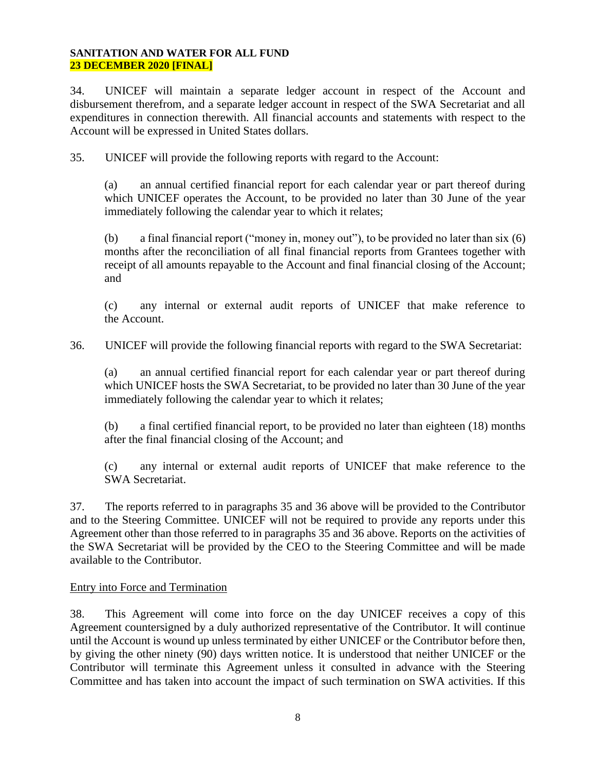34. UNICEF will maintain a separate ledger account in respect of the Account and disbursement therefrom, and a separate ledger account in respect of the SWA Secretariat and all expenditures in connection therewith. All financial accounts and statements with respect to the Account will be expressed in United States dollars.

35. UNICEF will provide the following reports with regard to the Account:

(a) an annual certified financial report for each calendar year or part thereof during which UNICEF operates the Account, to be provided no later than 30 June of the year immediately following the calendar year to which it relates;

(b) a final financial report ("money in, money out"), to be provided no later than six (6) months after the reconciliation of all final financial reports from Grantees together with receipt of all amounts repayable to the Account and final financial closing of the Account; and

(c) any internal or external audit reports of UNICEF that make reference to the Account.

36. UNICEF will provide the following financial reports with regard to the SWA Secretariat:

(a) an annual certified financial report for each calendar year or part thereof during which UNICEF hosts the SWA Secretariat, to be provided no later than 30 June of the year immediately following the calendar year to which it relates;

(b) a final certified financial report, to be provided no later than eighteen (18) months after the final financial closing of the Account; and

(c) any internal or external audit reports of UNICEF that make reference to the SWA Secretariat.

37. The reports referred to in paragraphs 35 and 36 above will be provided to the Contributor and to the Steering Committee. UNICEF will not be required to provide any reports under this Agreement other than those referred to in paragraphs 35 and 36 above. Reports on the activities of the SWA Secretariat will be provided by the CEO to the Steering Committee and will be made available to the Contributor.

Entry into Force and Termination

38. This Agreement will come into force on the day UNICEF receives a copy of this Agreement countersigned by a duly authorized representative of the Contributor. It will continue until the Account is wound up unless terminated by either UNICEF or the Contributor before then, by giving the other ninety (90) days written notice. It is understood that neither UNICEF or the Contributor will terminate this Agreement unless it consulted in advance with the Steering Committee and has taken into account the impact of such termination on SWA activities. If this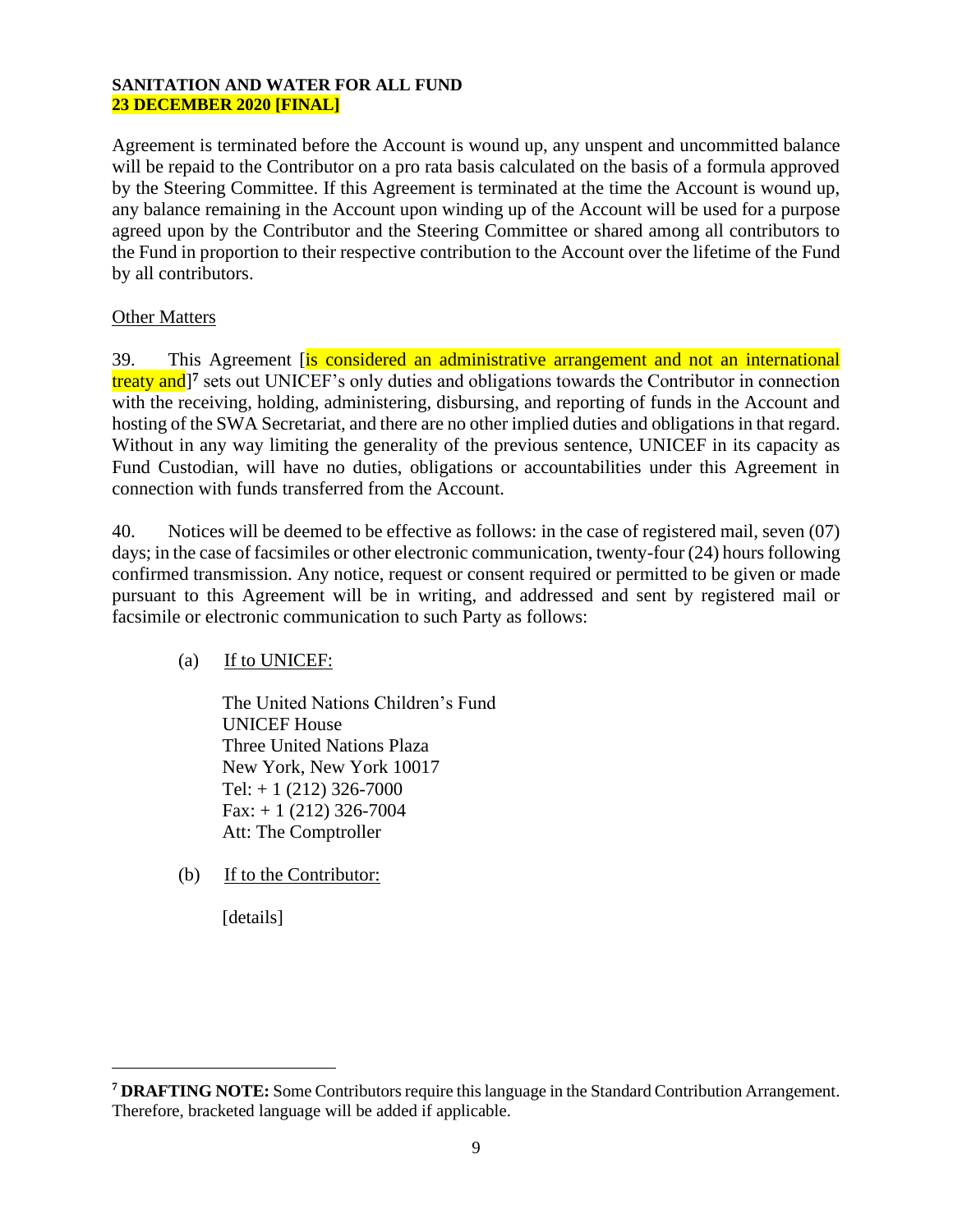Agreement is terminated before the Account is wound up, any unspent and uncommitted balance will be repaid to the Contributor on a pro rata basis calculated on the basis of a formula approved by the Steering Committee. If this Agreement is terminated at the time the Account is wound up, any balance remaining in the Account upon winding up of the Account will be used for a purpose agreed upon by the Contributor and the Steering Committee or shared among all contributors to the Fund in proportion to their respective contribution to the Account over the lifetime of the Fund by all contributors.

<u>Other Matters</u>

39. This Agreement [is considered an administrative arrangement and not an international treaty and][7] sets out UNICEF's only duties and obligations towards the Contributor in connection with the receiving, holding, administering, disbursing, and reporting of funds in the Account and hosting of the SWA Secretariat, and there are no other implied duties and obligations in that regard. Without in any way limiting the generality of the previous sentence, UNICEF in its capacity as Fund Custodian, will have no duties, obligations or accountabilities under this Agreement in connection with funds transferred from the Account.

40. Notices will be deemed to be effective as follows: in the case of registered mail, seven (07) days; in the case of facsimiles or other electronic communication, twenty-four (24) hours following confirmed transmission. Any notice, request or consent required or permitted to be given or made pursuant to this Agreement will be in writing, and addressed and sent by registered mail or facsimile or electronic communication to such Party as follows:

(a) <u>If to UNICEF:</u>

The United Nations Children's Fund
UNICEF House
Three United Nations Plaza
New York, New York 10017
Tel: + 1 (212) 326-7000
Fax: + 1 (212) 326-7004
Att: The Comptroller

(b) <u>If to the Contributor:</u>

[details]

---

[7] **DRAFTING NOTE:** Some Contributors require this language in the Standard Contribution Arrangement. Therefore, bracketed language will be added if applicable.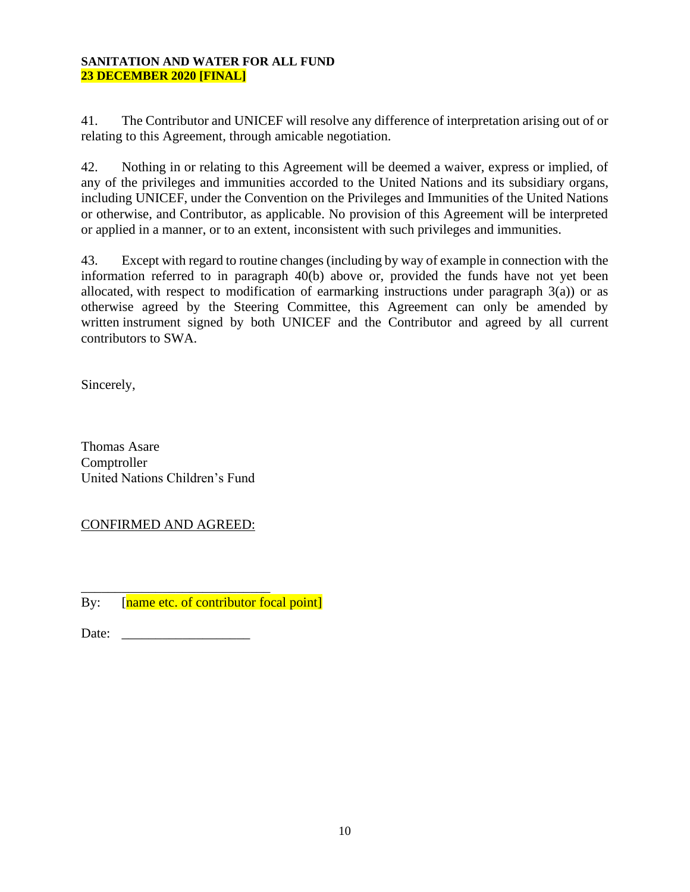41. The Contributor and UNICEF will resolve any difference of interpretation arising out of or relating to this Agreement, through amicable negotiation.

42. Nothing in or relating to this Agreement will be deemed a waiver, express or implied, of any of the privileges and immunities accorded to the United Nations and its subsidiary organs, including UNICEF, under the Convention on the Privileges and Immunities of the United Nations or otherwise, and Contributor, as applicable. No provision of this Agreement will be interpreted or applied in a manner, or to an extent, inconsistent with such privileges and immunities.

43. Except with regard to routine changes (including by way of example in connection with the information referred to in paragraph 40(b) above or, provided the funds have not yet been allocated, with respect to modification of earmarking instructions under paragraph 3(a)) or as otherwise agreed by the Steering Committee, this Agreement can only be amended by written instrument signed by both UNICEF and the Contributor and agreed by all current contributors to SWA.

Sincerely,

Thomas Asare
Comptroller
United Nations Children's Fund

CONFIRMED AND AGREED:

____________________________
By: [name etc. of contributor focal point]

Date: ___________________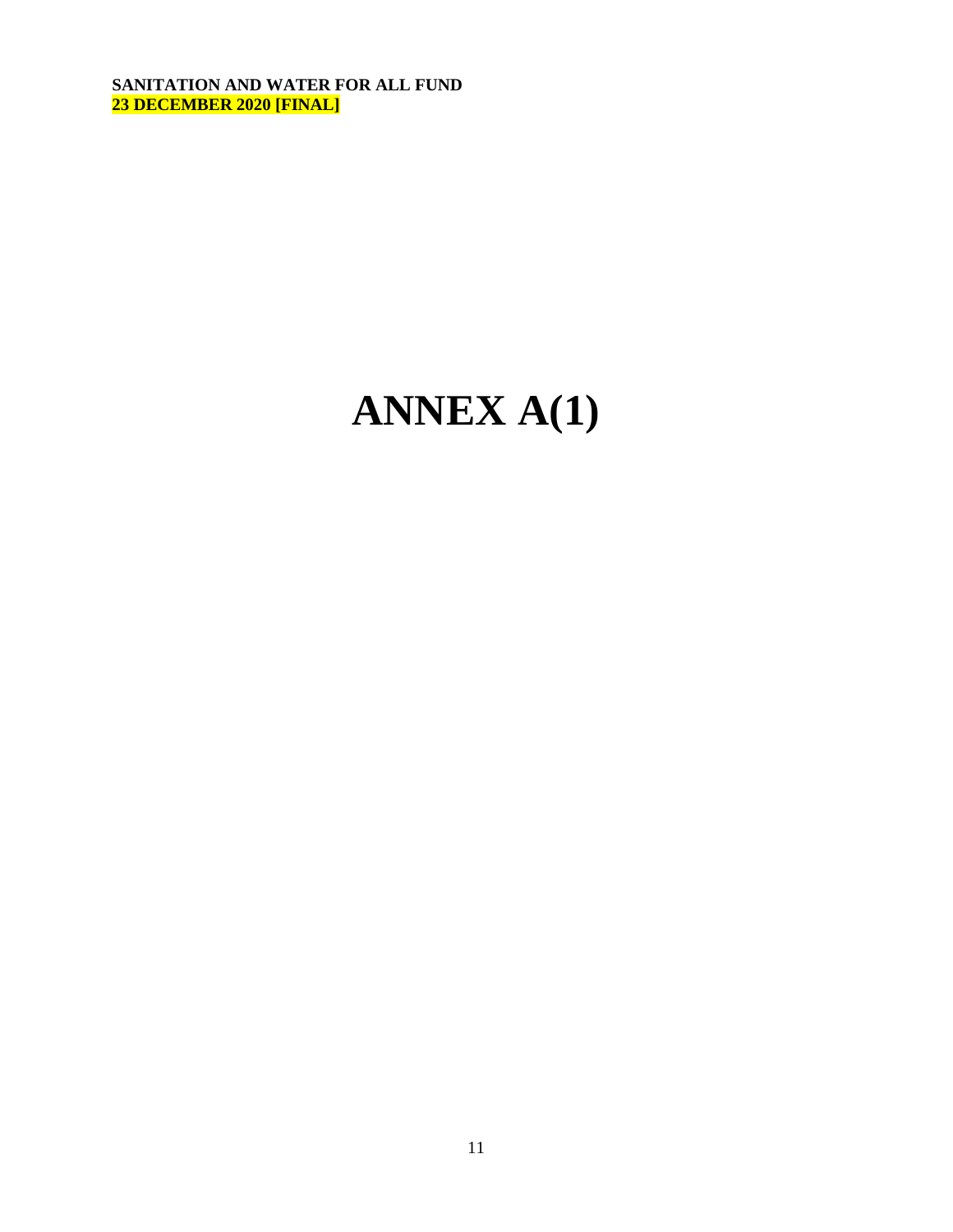# ANNEX A(1)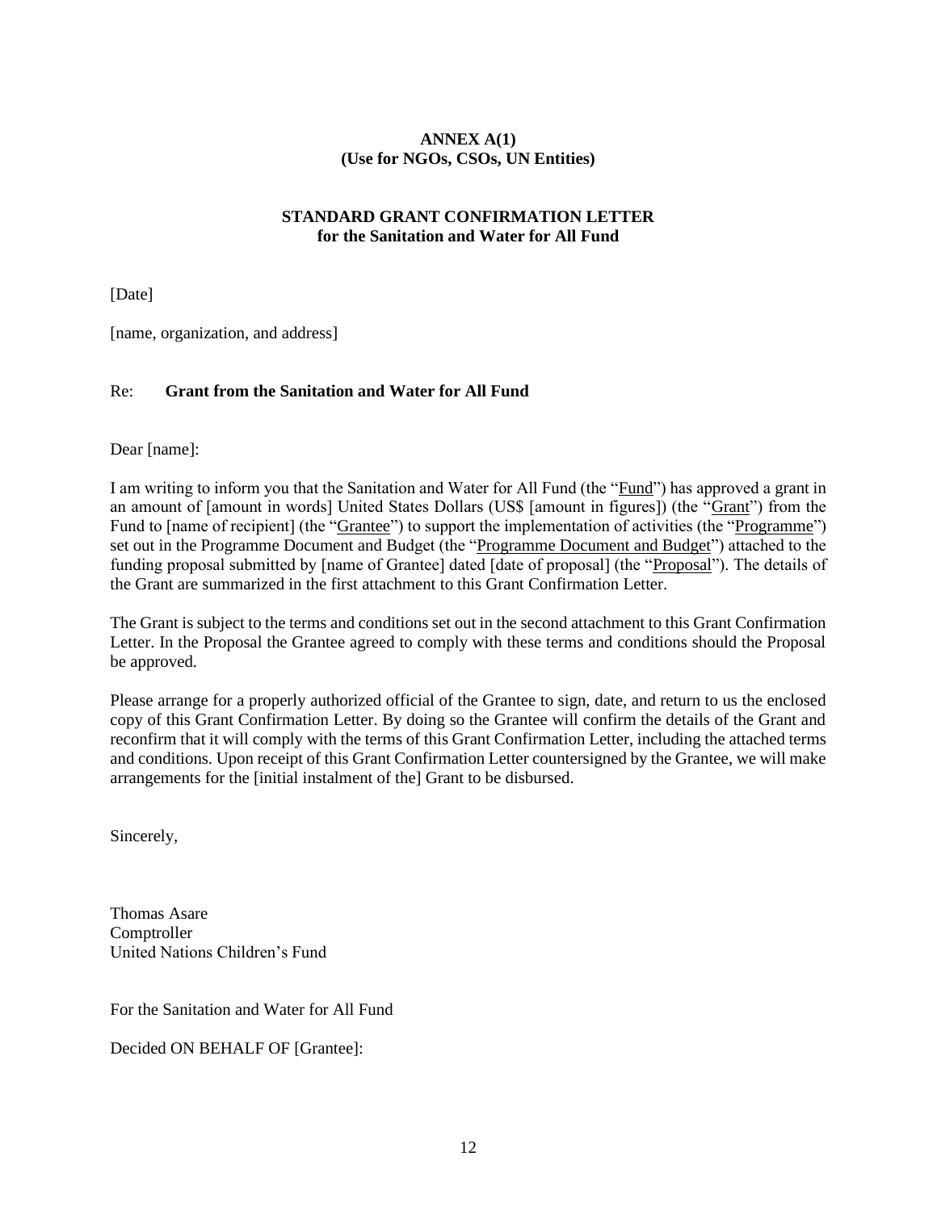**ANNEX A(1)**
**(Use for NGOs, CSOs, UN Entities)**

**STANDARD GRANT CONFIRMATION LETTER**
**for the Sanitation and Water for All Fund**

[Date]

[name, organization, and address]

Re: **Grant from the Sanitation and Water for All Fund**

Dear [name]:

I am writing to inform you that the Sanitation and Water for All Fund (the "Fund") has approved a grant in an amount of [amount in words] United States Dollars (US$ [amount in figures]) (the "Grant") from the Fund to [name of recipient] (the "Grantee") to support the implementation of activities (the "Programme") set out in the Programme Document and Budget (the "Programme Document and Budget") attached to the funding proposal submitted by [name of Grantee] dated [date of proposal] (the "Proposal"). The details of the Grant are summarized in the first attachment to this Grant Confirmation Letter.

The Grant is subject to the terms and conditions set out in the second attachment to this Grant Confirmation Letter. In the Proposal the Grantee agreed to comply with these terms and conditions should the Proposal be approved.

Please arrange for a properly authorized official of the Grantee to sign, date, and return to us the enclosed copy of this Grant Confirmation Letter. By doing so the Grantee will confirm the details of the Grant and reconfirm that it will comply with the terms of this Grant Confirmation Letter, including the attached terms and conditions. Upon receipt of this Grant Confirmation Letter countersigned by the Grantee, we will make arrangements for the [initial instalment of the] Grant to be disbursed.

Sincerely,

Thomas Asare
Comptroller
United Nations Children's Fund

For the Sanitation and Water for All Fund

Decided ON BEHALF OF [Grantee]: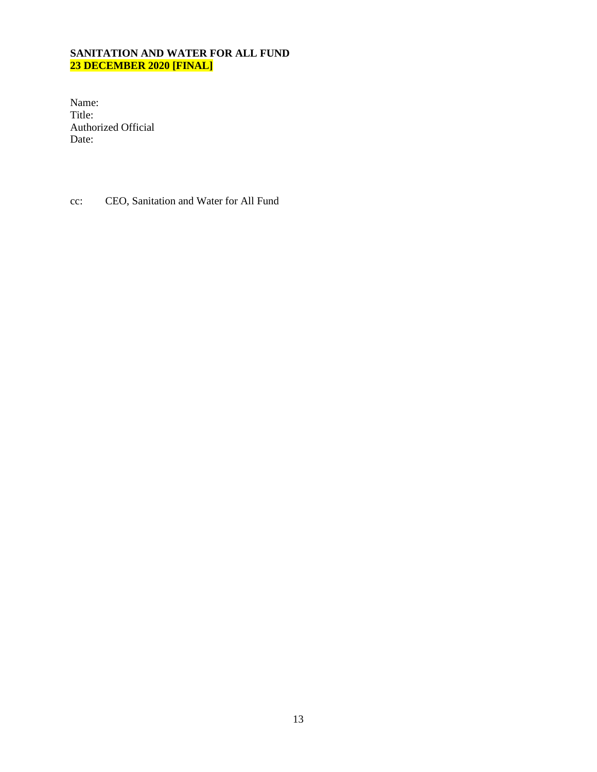**SANITATION AND WATER FOR ALL FUND**
**23 DECEMBER 2020 [FINAL]**

Name:
Title:
Authorized Official
Date:

cc: CEO, Sanitation and Water for All Fund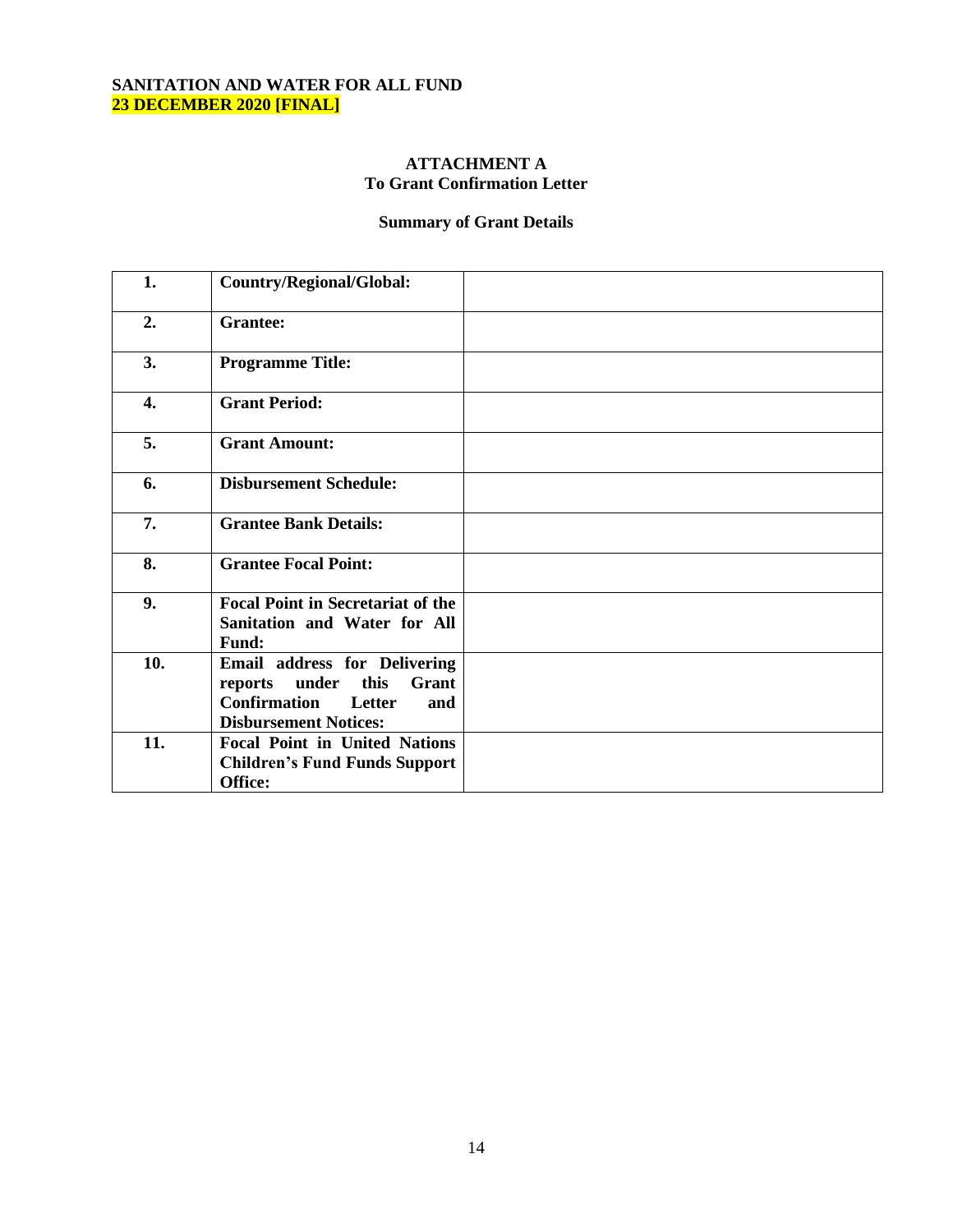**SANITATION AND WATER FOR ALL FUND**
**23 DECEMBER 2020 [FINAL]**

## ATTACHMENT A
### To Grant Confirmation Letter

### Summary of Grant Details

| | | |
|---|---|---|
| **1.** | **Country/Regional/Global:** | |
| **2.** | **Grantee:** | |
| **3.** | **Programme Title:** | |
| **4.** | **Grant Period:** | |
| **5.** | **Grant Amount:** | |
| **6.** | **Disbursement Schedule:** | |
| **7.** | **Grantee Bank Details:** | |
| **8.** | **Grantee Focal Point:** | |
| **9.** | **Focal Point in Secretariat of the Sanitation and Water for All Fund:** | |
| **10.** | **Email address for Delivering reports under this Grant Confirmation Letter and Disbursement Notices:** | |
| **11.** | **Focal Point in United Nations Children's Fund Funds Support Office:** | |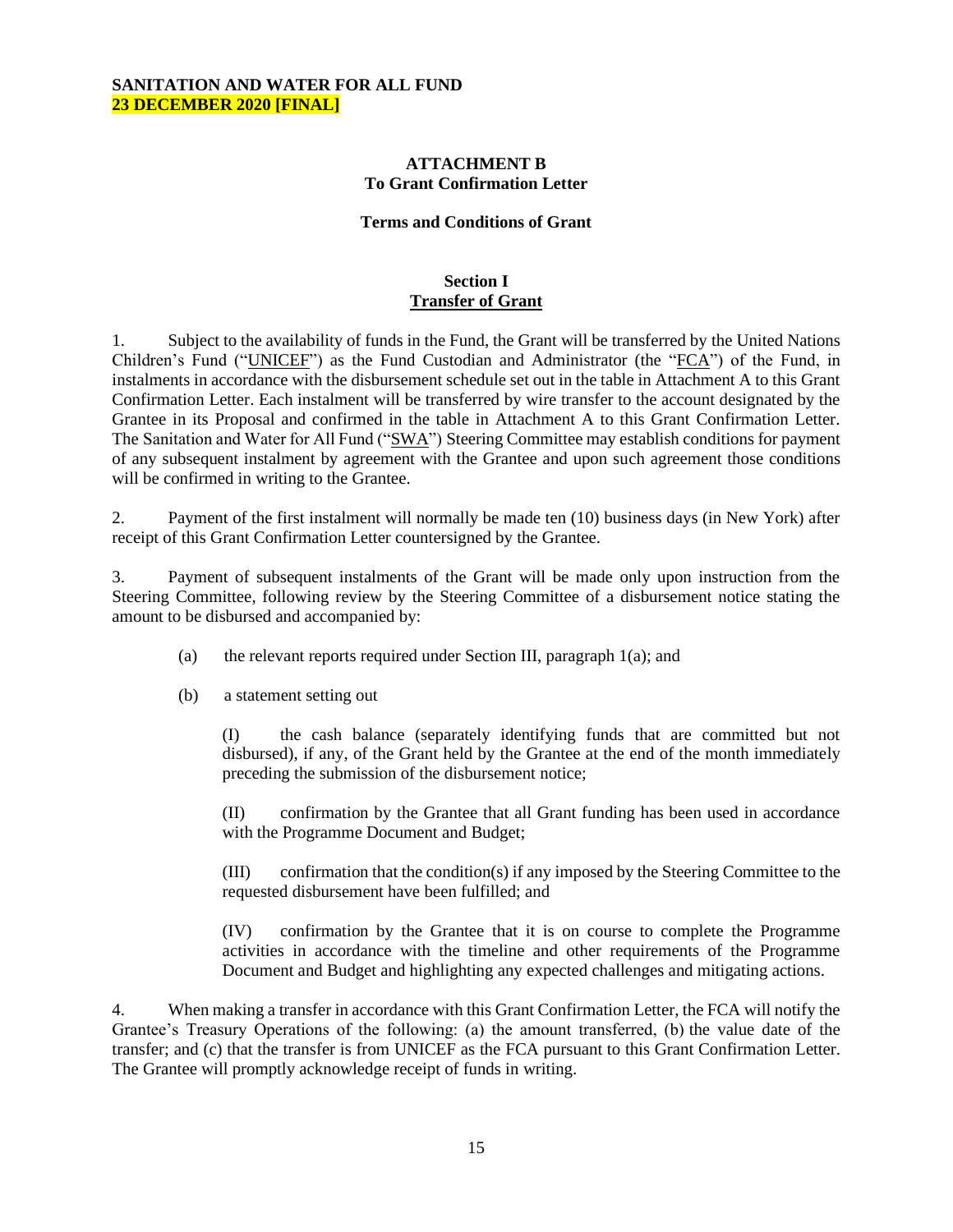**SANITATION AND WATER FOR ALL FUND**
**23 DECEMBER 2020 [FINAL]**

## ATTACHMENT B
## To Grant Confirmation Letter

### Terms and Conditions of Grant

### Section I
### Transfer of Grant

1. Subject to the availability of funds in the Fund, the Grant will be transferred by the United Nations Children's Fund ("UNICEF") as the Fund Custodian and Administrator (the "FCA") of the Fund, in instalments in accordance with the disbursement schedule set out in the table in Attachment A to this Grant Confirmation Letter. Each instalment will be transferred by wire transfer to the account designated by the Grantee in its Proposal and confirmed in the table in Attachment A to this Grant Confirmation Letter. The Sanitation and Water for All Fund ("SWA") Steering Committee may establish conditions for payment of any subsequent instalment by agreement with the Grantee and upon such agreement those conditions will be confirmed in writing to the Grantee.

2. Payment of the first instalment will normally be made ten (10) business days (in New York) after receipt of this Grant Confirmation Letter countersigned by the Grantee.

3. Payment of subsequent instalments of the Grant will be made only upon instruction from the Steering Committee, following review by the Steering Committee of a disbursement notice stating the amount to be disbursed and accompanied by:

(a) the relevant reports required under Section III, paragraph 1(a); and

(b) a statement setting out

(I) the cash balance (separately identifying funds that are committed but not disbursed), if any, of the Grant held by the Grantee at the end of the month immediately preceding the submission of the disbursement notice;

(II) confirmation by the Grantee that all Grant funding has been used in accordance with the Programme Document and Budget;

(III) confirmation that the condition(s) if any imposed by the Steering Committee to the requested disbursement have been fulfilled; and

(IV) confirmation by the Grantee that it is on course to complete the Programme activities in accordance with the timeline and other requirements of the Programme Document and Budget and highlighting any expected challenges and mitigating actions.

4. When making a transfer in accordance with this Grant Confirmation Letter, the FCA will notify the Grantee's Treasury Operations of the following: (a) the amount transferred, (b) the value date of the transfer; and (c) that the transfer is from UNICEF as the FCA pursuant to this Grant Confirmation Letter. The Grantee will promptly acknowledge receipt of funds in writing.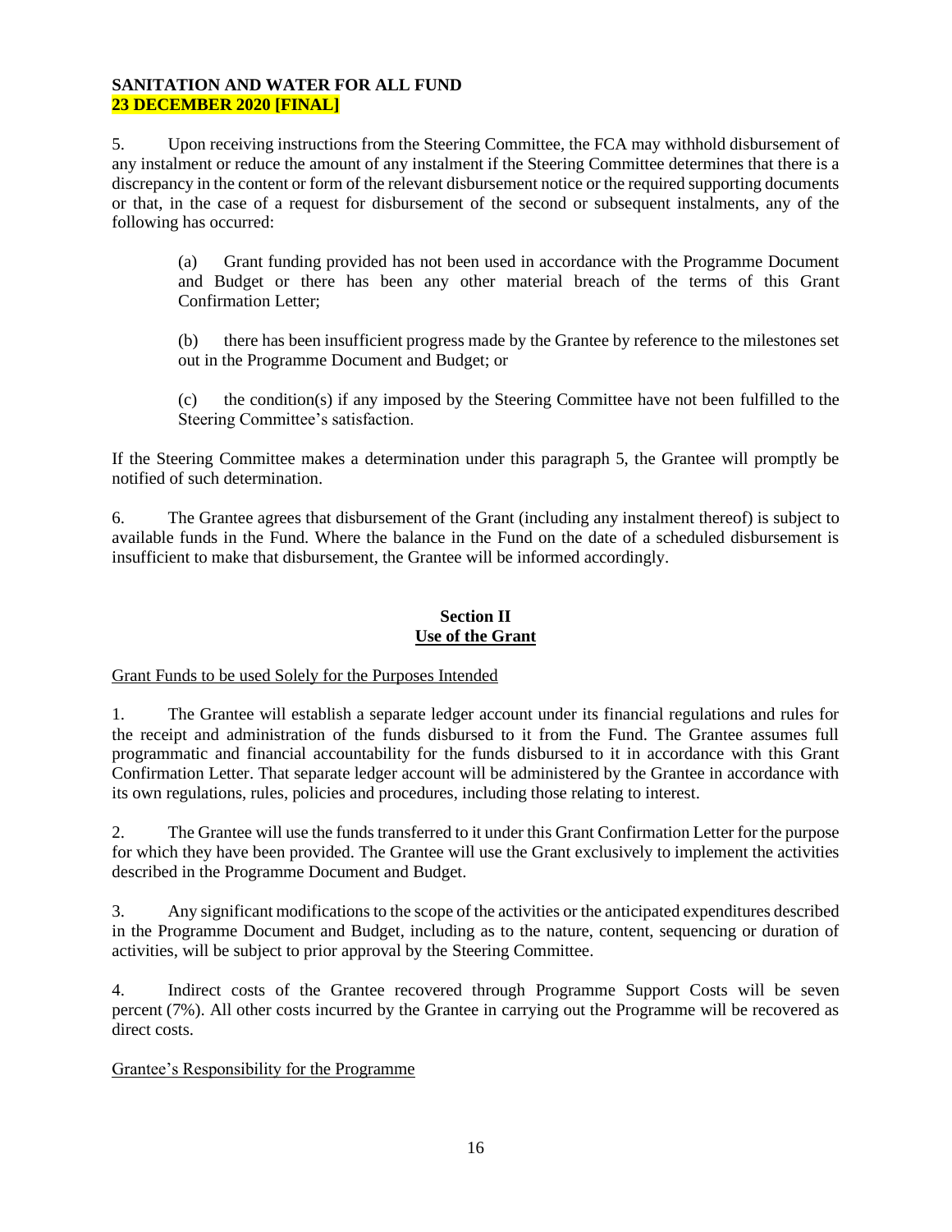5. Upon receiving instructions from the Steering Committee, the FCA may withhold disbursement of any instalment or reduce the amount of any instalment if the Steering Committee determines that there is a discrepancy in the content or form of the relevant disbursement notice or the required supporting documents or that, in the case of a request for disbursement of the second or subsequent instalments, any of the following has occurred:

(a) Grant funding provided has not been used in accordance with the Programme Document and Budget or there has been any other material breach of the terms of this Grant Confirmation Letter;

(b) there has been insufficient progress made by the Grantee by reference to the milestones set out in the Programme Document and Budget; or

(c) the condition(s) if any imposed by the Steering Committee have not been fulfilled to the Steering Committee's satisfaction.

If the Steering Committee makes a determination under this paragraph 5, the Grantee will promptly be notified of such determination.

6. The Grantee agrees that disbursement of the Grant (including any instalment thereof) is subject to available funds in the Fund. Where the balance in the Fund on the date of a scheduled disbursement is insufficient to make that disbursement, the Grantee will be informed accordingly.

## Section II
## Use of the Grant

Grant Funds to be used Solely for the Purposes Intended

1. The Grantee will establish a separate ledger account under its financial regulations and rules for the receipt and administration of the funds disbursed to it from the Fund. The Grantee assumes full programmatic and financial accountability for the funds disbursed to it in accordance with this Grant Confirmation Letter. That separate ledger account will be administered by the Grantee in accordance with its own regulations, rules, policies and procedures, including those relating to interest.

2. The Grantee will use the funds transferred to it under this Grant Confirmation Letter for the purpose for which they have been provided. The Grantee will use the Grant exclusively to implement the activities described in the Programme Document and Budget.

3. Any significant modifications to the scope of the activities or the anticipated expenditures described in the Programme Document and Budget, including as to the nature, content, sequencing or duration of activities, will be subject to prior approval by the Steering Committee.

4. Indirect costs of the Grantee recovered through Programme Support Costs will be seven percent (7%). All other costs incurred by the Grantee in carrying out the Programme will be recovered as direct costs.

Grantee's Responsibility for the Programme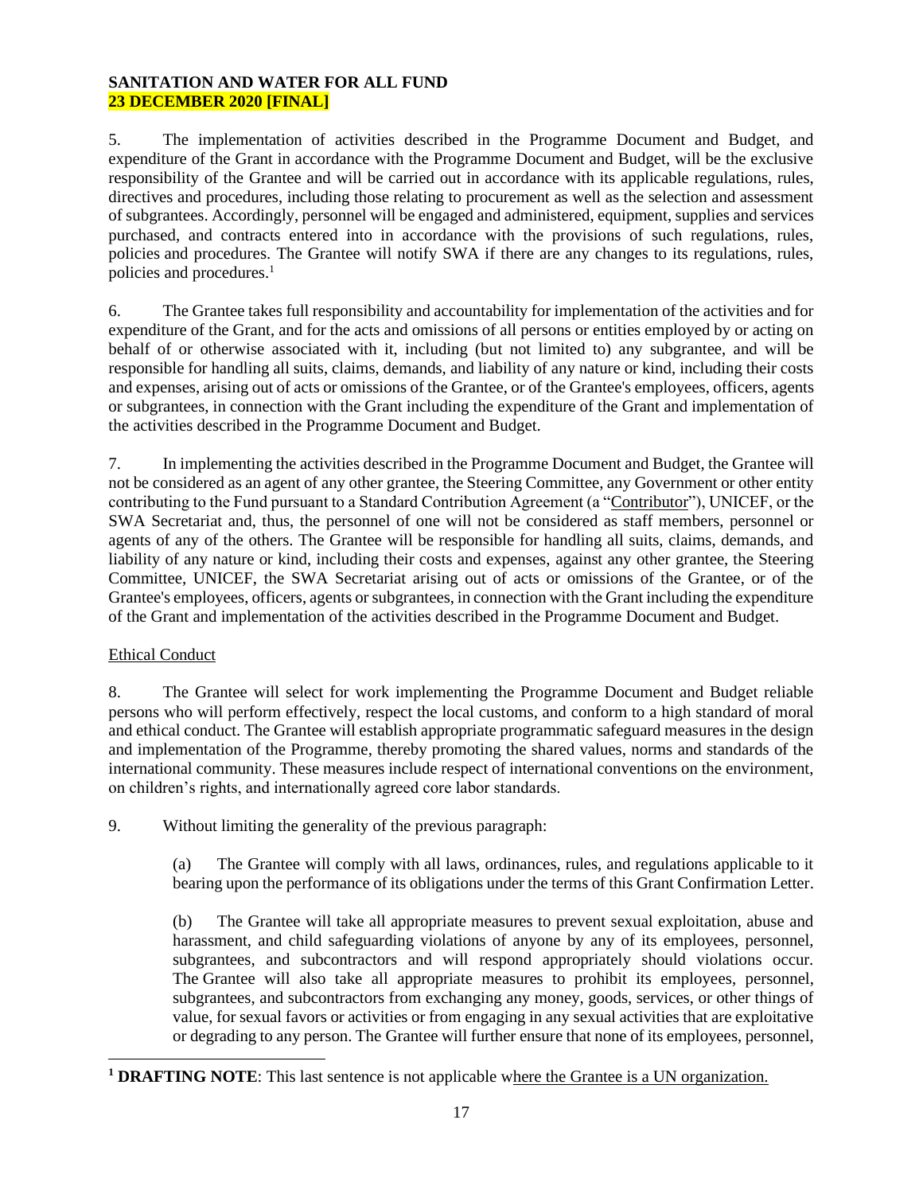5. The implementation of activities described in the Programme Document and Budget, and expenditure of the Grant in accordance with the Programme Document and Budget, will be the exclusive responsibility of the Grantee and will be carried out in accordance with its applicable regulations, rules, directives and procedures, including those relating to procurement as well as the selection and assessment of subgrantees. Accordingly, personnel will be engaged and administered, equipment, supplies and services purchased, and contracts entered into in accordance with the provisions of such regulations, rules, policies and procedures. The Grantee will notify SWA if there are any changes to its regulations, rules, policies and procedures.[1]

6. The Grantee takes full responsibility and accountability for implementation of the activities and for expenditure of the Grant, and for the acts and omissions of all persons or entities employed by or acting on behalf of or otherwise associated with it, including (but not limited to) any subgrantee, and will be responsible for handling all suits, claims, demands, and liability of any nature or kind, including their costs and expenses, arising out of acts or omissions of the Grantee, or of the Grantee's employees, officers, agents or subgrantees, in connection with the Grant including the expenditure of the Grant and implementation of the activities described in the Programme Document and Budget.

7. In implementing the activities described in the Programme Document and Budget, the Grantee will not be considered as an agent of any other grantee, the Steering Committee, any Government or other entity contributing to the Fund pursuant to a Standard Contribution Agreement (a "Contributor"), UNICEF, or the SWA Secretariat and, thus, the personnel of one will not be considered as staff members, personnel or agents of any of the others. The Grantee will be responsible for handling all suits, claims, demands, and liability of any nature or kind, including their costs and expenses, against any other grantee, the Steering Committee, UNICEF, the SWA Secretariat arising out of acts or omissions of the Grantee, or of the Grantee's employees, officers, agents or subgrantees, in connection with the Grant including the expenditure of the Grant and implementation of the activities described in the Programme Document and Budget.

## Ethical Conduct

8. The Grantee will select for work implementing the Programme Document and Budget reliable persons who will perform effectively, respect the local customs, and conform to a high standard of moral and ethical conduct. The Grantee will establish appropriate programmatic safeguard measures in the design and implementation of the Programme, thereby promoting the shared values, norms and standards of the international community. These measures include respect of international conventions on the environment, on children's rights, and internationally agreed core labor standards.

9. Without limiting the generality of the previous paragraph:

(a) The Grantee will comply with all laws, ordinances, rules, and regulations applicable to it bearing upon the performance of its obligations under the terms of this Grant Confirmation Letter.

(b) The Grantee will take all appropriate measures to prevent sexual exploitation, abuse and harassment, and child safeguarding violations of anyone by any of its employees, personnel, subgrantees, and subcontractors and will respond appropriately should violations occur. The Grantee will also take all appropriate measures to prohibit its employees, personnel, subgrantees, and subcontractors from exchanging any money, goods, services, or other things of value, for sexual favors or activities or from engaging in any sexual activities that are exploitative or degrading to any person. The Grantee will further ensure that none of its employees, personnel,

[1] **DRAFTING NOTE**: This last sentence is not applicable where the Grantee is a UN organization.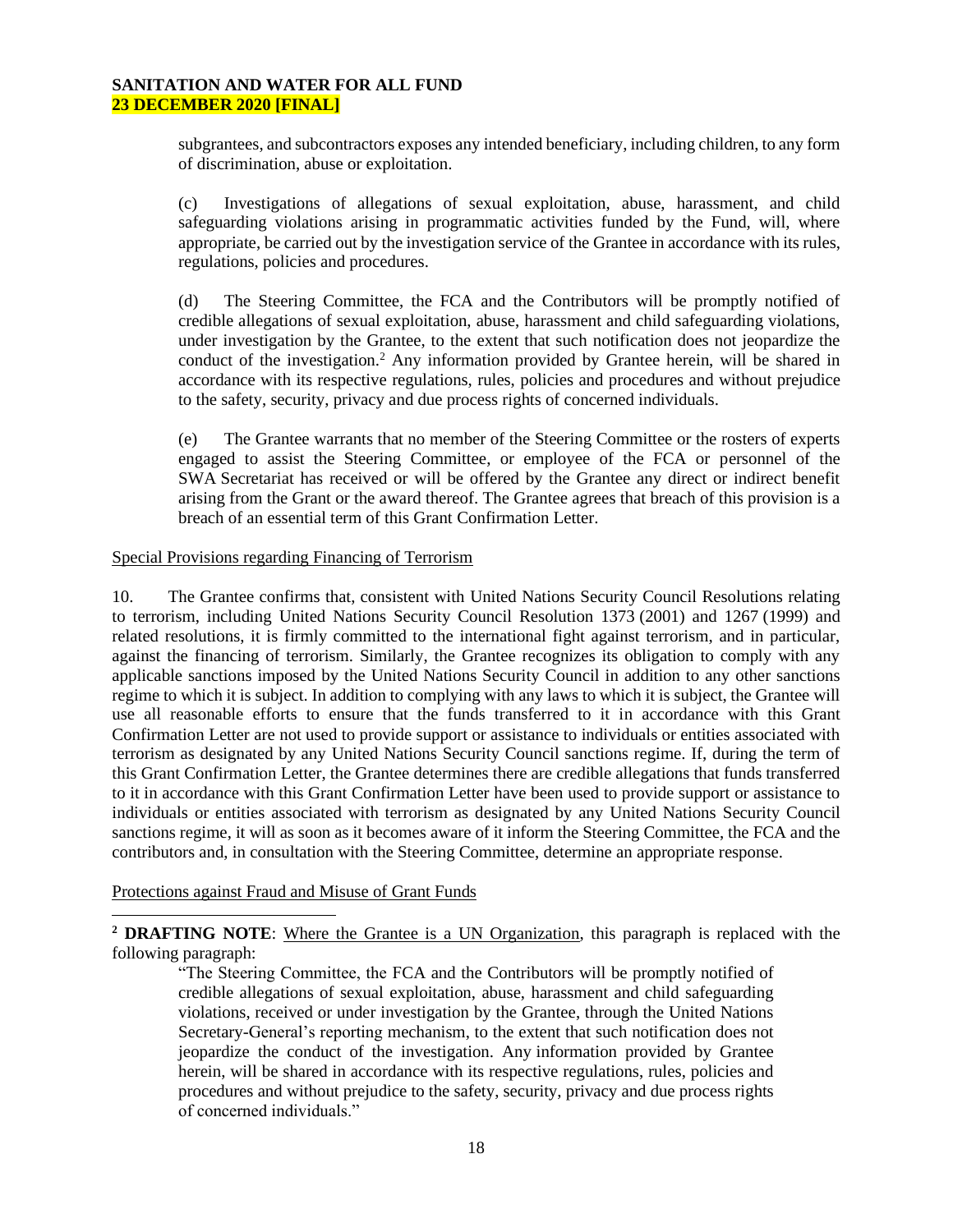subgrantees, and subcontractors exposes any intended beneficiary, including children, to any form of discrimination, abuse or exploitation.

(c) Investigations of allegations of sexual exploitation, abuse, harassment, and child safeguarding violations arising in programmatic activities funded by the Fund, will, where appropriate, be carried out by the investigation service of the Grantee in accordance with its rules, regulations, policies and procedures.

(d) The Steering Committee, the FCA and the Contributors will be promptly notified of credible allegations of sexual exploitation, abuse, harassment and child safeguarding violations, under investigation by the Grantee, to the extent that such notification does not jeopardize the conduct of the investigation.[2] Any information provided by Grantee herein, will be shared in accordance with its respective regulations, rules, policies and procedures and without prejudice to the safety, security, privacy and due process rights of concerned individuals.

(e) The Grantee warrants that no member of the Steering Committee or the rosters of experts engaged to assist the Steering Committee, or employee of the FCA or personnel of the SWA Secretariat has received or will be offered by the Grantee any direct or indirect benefit arising from the Grant or the award thereof. The Grantee agrees that breach of this provision is a breach of an essential term of this Grant Confirmation Letter.

Special Provisions regarding Financing of Terrorism

10. The Grantee confirms that, consistent with United Nations Security Council Resolutions relating to terrorism, including United Nations Security Council Resolution 1373 (2001) and 1267 (1999) and related resolutions, it is firmly committed to the international fight against terrorism, and in particular, against the financing of terrorism. Similarly, the Grantee recognizes its obligation to comply with any applicable sanctions imposed by the United Nations Security Council in addition to any other sanctions regime to which it is subject. In addition to complying with any laws to which it is subject, the Grantee will use all reasonable efforts to ensure that the funds transferred to it in accordance with this Grant Confirmation Letter are not used to provide support or assistance to individuals or entities associated with terrorism as designated by any United Nations Security Council sanctions regime. If, during the term of this Grant Confirmation Letter, the Grantee determines there are credible allegations that funds transferred to it in accordance with this Grant Confirmation Letter have been used to provide support or assistance to individuals or entities associated with terrorism as designated by any United Nations Security Council sanctions regime, it will as soon as it becomes aware of it inform the Steering Committee, the FCA and the contributors and, in consultation with the Steering Committee, determine an appropriate response.

Protections against Fraud and Misuse of Grant Funds

---

[2] **DRAFTING NOTE**: Where the Grantee is a UN Organization, this paragraph is replaced with the following paragraph:

> "The Steering Committee, the FCA and the Contributors will be promptly notified of credible allegations of sexual exploitation, abuse, harassment and child safeguarding violations, received or under investigation by the Grantee, through the United Nations Secretary-General's reporting mechanism, to the extent that such notification does not jeopardize the conduct of the investigation. Any information provided by Grantee herein, will be shared in accordance with its respective regulations, rules, policies and procedures and without prejudice to the safety, security, privacy and due process rights of concerned individuals."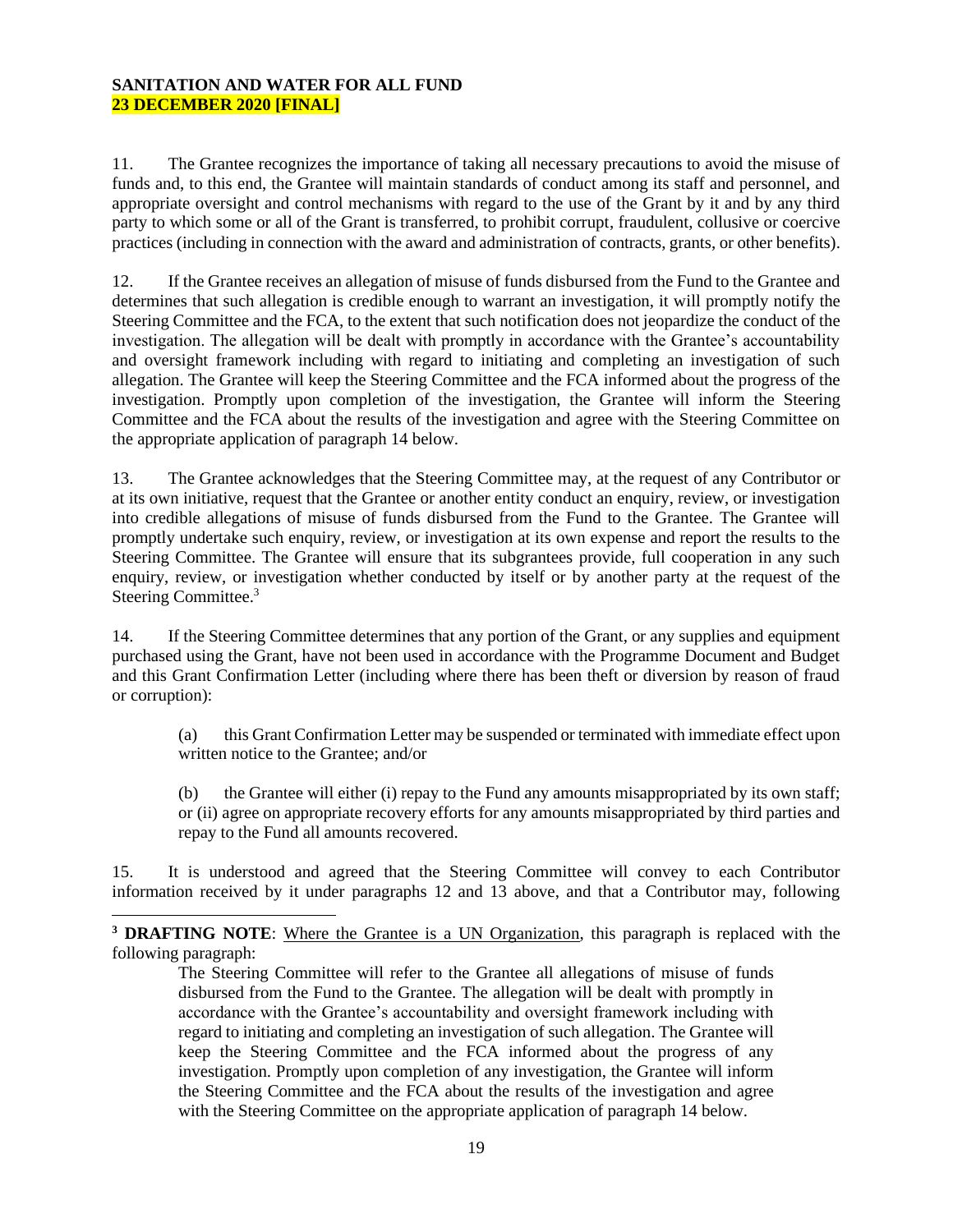11. The Grantee recognizes the importance of taking all necessary precautions to avoid the misuse of funds and, to this end, the Grantee will maintain standards of conduct among its staff and personnel, and appropriate oversight and control mechanisms with regard to the use of the Grant by it and by any third party to which some or all of the Grant is transferred, to prohibit corrupt, fraudulent, collusive or coercive practices (including in connection with the award and administration of contracts, grants, or other benefits).

12. If the Grantee receives an allegation of misuse of funds disbursed from the Fund to the Grantee and determines that such allegation is credible enough to warrant an investigation, it will promptly notify the Steering Committee and the FCA, to the extent that such notification does not jeopardize the conduct of the investigation. The allegation will be dealt with promptly in accordance with the Grantee's accountability and oversight framework including with regard to initiating and completing an investigation of such allegation. The Grantee will keep the Steering Committee and the FCA informed about the progress of the investigation. Promptly upon completion of the investigation, the Grantee will inform the Steering Committee and the FCA about the results of the investigation and agree with the Steering Committee on the appropriate application of paragraph 14 below.

13. The Grantee acknowledges that the Steering Committee may, at the request of any Contributor or at its own initiative, request that the Grantee or another entity conduct an enquiry, review, or investigation into credible allegations of misuse of funds disbursed from the Fund to the Grantee. The Grantee will promptly undertake such enquiry, review, or investigation at its own expense and report the results to the Steering Committee. The Grantee will ensure that its subgrantees provide, full cooperation in any such enquiry, review, or investigation whether conducted by itself or by another party at the request of the Steering Committee.[3]

14. If the Steering Committee determines that any portion of the Grant, or any supplies and equipment purchased using the Grant, have not been used in accordance with the Programme Document and Budget and this Grant Confirmation Letter (including where there has been theft or diversion by reason of fraud or corruption):

> (a) this Grant Confirmation Letter may be suspended or terminated with immediate effect upon written notice to the Grantee; and/or
>
> (b) the Grantee will either (i) repay to the Fund any amounts misappropriated by its own staff; or (ii) agree on appropriate recovery efforts for any amounts misappropriated by third parties and repay to the Fund all amounts recovered.

15. It is understood and agreed that the Steering Committee will convey to each Contributor information received by it under paragraphs 12 and 13 above, and that a Contributor may, following

---

[3] **DRAFTING NOTE**: Where the Grantee is a UN Organization, this paragraph is replaced with the following paragraph:

> The Steering Committee will refer to the Grantee all allegations of misuse of funds disbursed from the Fund to the Grantee. The allegation will be dealt with promptly in accordance with the Grantee's accountability and oversight framework including with regard to initiating and completing an investigation of such allegation. The Grantee will keep the Steering Committee and the FCA informed about the progress of any investigation. Promptly upon completion of any investigation, the Grantee will inform the Steering Committee and the FCA about the results of the investigation and agree with the Steering Committee on the appropriate application of paragraph 14 below.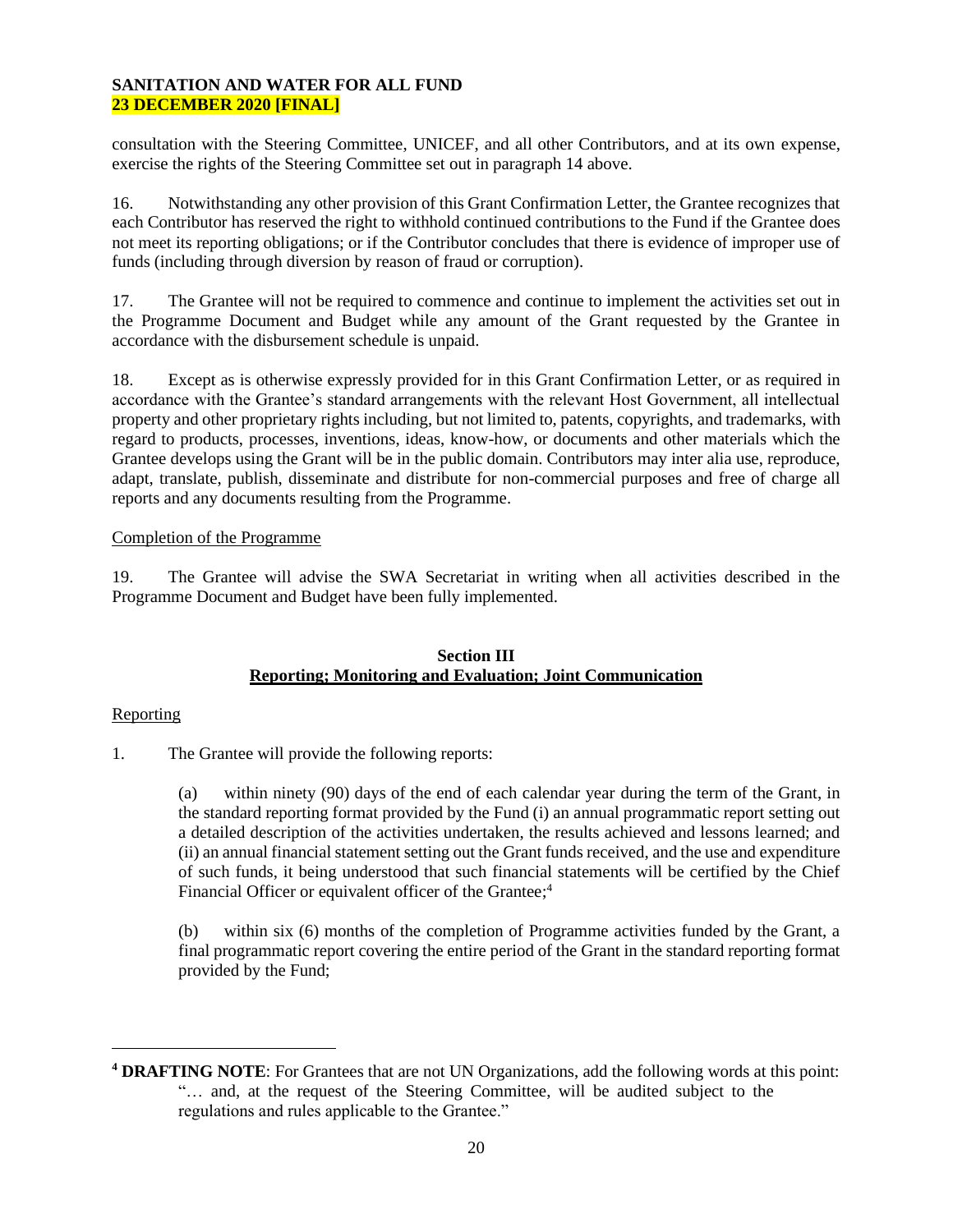consultation with the Steering Committee, UNICEF, and all other Contributors, and at its own expense, exercise the rights of the Steering Committee set out in paragraph 14 above.

16. Notwithstanding any other provision of this Grant Confirmation Letter, the Grantee recognizes that each Contributor has reserved the right to withhold continued contributions to the Fund if the Grantee does not meet its reporting obligations; or if the Contributor concludes that there is evidence of improper use of funds (including through diversion by reason of fraud or corruption).

17. The Grantee will not be required to commence and continue to implement the activities set out in the Programme Document and Budget while any amount of the Grant requested by the Grantee in accordance with the disbursement schedule is unpaid.

18. Except as is otherwise expressly provided for in this Grant Confirmation Letter, or as required in accordance with the Grantee's standard arrangements with the relevant Host Government, all intellectual property and other proprietary rights including, but not limited to, patents, copyrights, and trademarks, with regard to products, processes, inventions, ideas, know-how, or documents and other materials which the Grantee develops using the Grant will be in the public domain. Contributors may inter alia use, reproduce, adapt, translate, publish, disseminate and distribute for non-commercial purposes and free of charge all reports and any documents resulting from the Programme.

Completion of the Programme

19. The Grantee will advise the SWA Secretariat in writing when all activities described in the Programme Document and Budget have been fully implemented.

## Section III
## Reporting; Monitoring and Evaluation; Joint Communication

Reporting

1. The Grantee will provide the following reports:

(a) within ninety (90) days of the end of each calendar year during the term of the Grant, in the standard reporting format provided by the Fund (i) an annual programmatic report setting out a detailed description of the activities undertaken, the results achieved and lessons learned; and (ii) an annual financial statement setting out the Grant funds received, and the use and expenditure of such funds, it being understood that such financial statements will be certified by the Chief Financial Officer or equivalent officer of the Grantee;[4]

(b) within six (6) months of the completion of Programme activities funded by the Grant, a final programmatic report covering the entire period of the Grant in the standard reporting format provided by the Fund;

---

[4] **DRAFTING NOTE**: For Grantees that are not UN Organizations, add the following words at this point: "… and, at the request of the Steering Committee, will be audited subject to the regulations and rules applicable to the Grantee."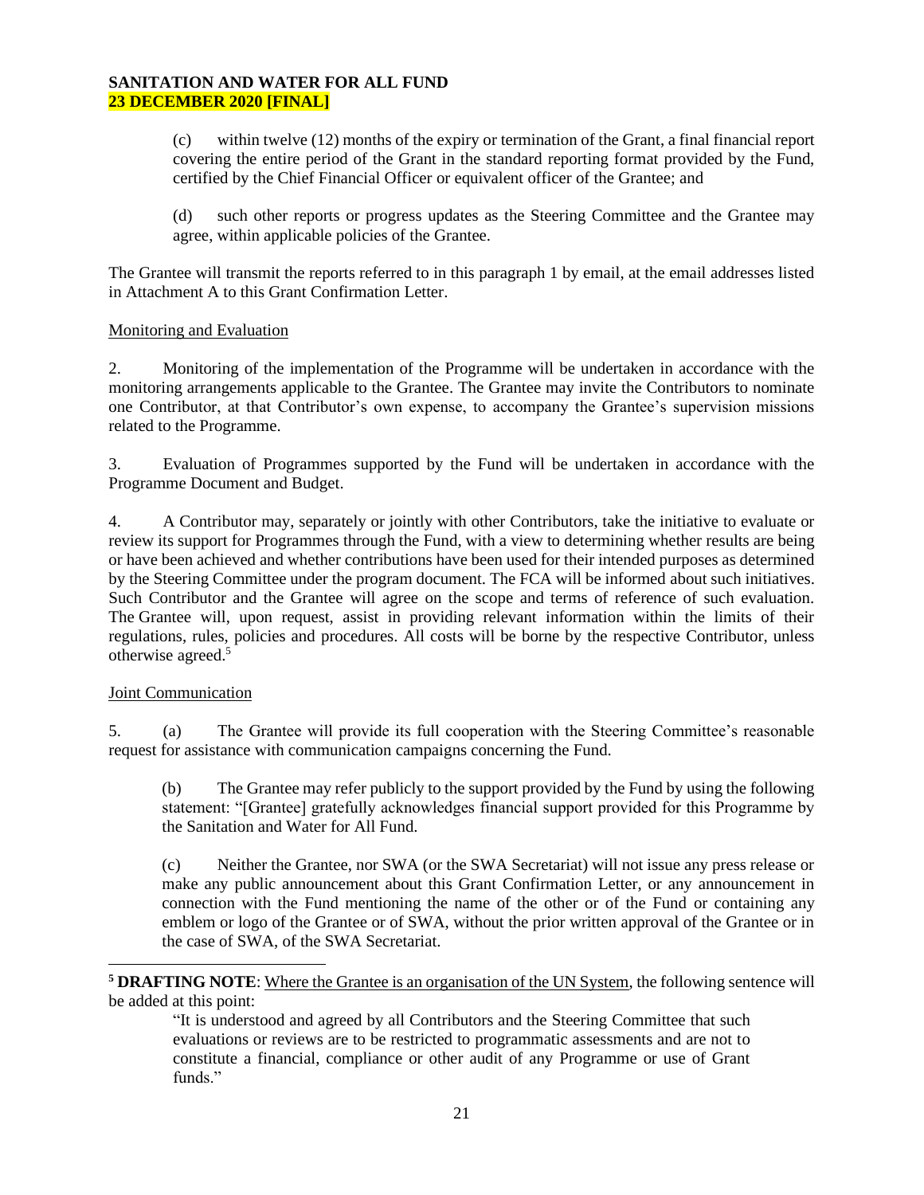(c) within twelve (12) months of the expiry or termination of the Grant, a final financial report covering the entire period of the Grant in the standard reporting format provided by the Fund, certified by the Chief Financial Officer or equivalent officer of the Grantee; and

(d) such other reports or progress updates as the Steering Committee and the Grantee may agree, within applicable policies of the Grantee.

The Grantee will transmit the reports referred to in this paragraph 1 by email, at the email addresses listed in Attachment A to this Grant Confirmation Letter.

Monitoring and Evaluation

2. Monitoring of the implementation of the Programme will be undertaken in accordance with the monitoring arrangements applicable to the Grantee. The Grantee may invite the Contributors to nominate one Contributor, at that Contributor's own expense, to accompany the Grantee's supervision missions related to the Programme.

3. Evaluation of Programmes supported by the Fund will be undertaken in accordance with the Programme Document and Budget.

4. A Contributor may, separately or jointly with other Contributors, take the initiative to evaluate or review its support for Programmes through the Fund, with a view to determining whether results are being or have been achieved and whether contributions have been used for their intended purposes as determined by the Steering Committee under the program document. The FCA will be informed about such initiatives. Such Contributor and the Grantee will agree on the scope and terms of reference of such evaluation. The Grantee will, upon request, assist in providing relevant information within the limits of their regulations, rules, policies and procedures. All costs will be borne by the respective Contributor, unless otherwise agreed.[5]

Joint Communication

5. (a) The Grantee will provide its full cooperation with the Steering Committee's reasonable request for assistance with communication campaigns concerning the Fund.

(b) The Grantee may refer publicly to the support provided by the Fund by using the following statement: "[Grantee] gratefully acknowledges financial support provided for this Programme by the Sanitation and Water for All Fund.

(c) Neither the Grantee, nor SWA (or the SWA Secretariat) will not issue any press release or make any public announcement about this Grant Confirmation Letter, or any announcement in connection with the Fund mentioning the name of the other or of the Fund or containing any emblem or logo of the Grantee or of SWA, without the prior written approval of the Grantee or in the case of SWA, of the SWA Secretariat.

---

[5] **DRAFTING NOTE**: Where the Grantee is an organisation of the UN System, the following sentence will be added at this point:

> "It is understood and agreed by all Contributors and the Steering Committee that such evaluations or reviews are to be restricted to programmatic assessments and are not to constitute a financial, compliance or other audit of any Programme or use of Grant funds."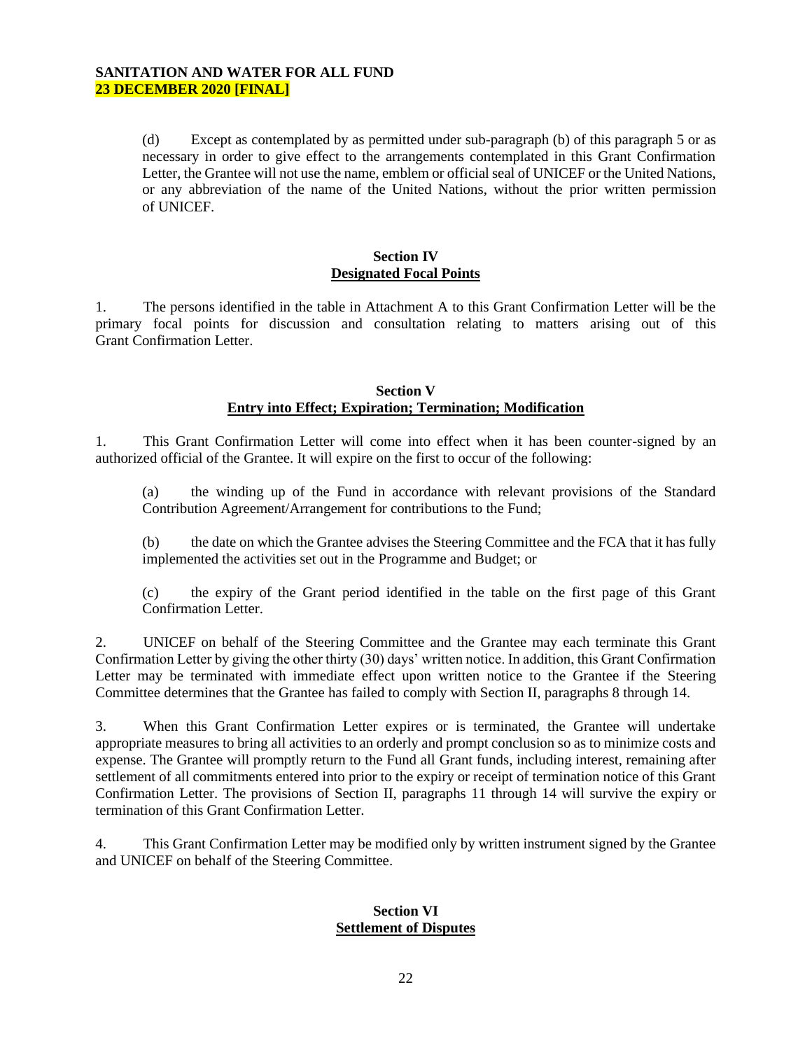(d) Except as contemplated by as permitted under sub-paragraph (b) of this paragraph 5 or as necessary in order to give effect to the arrangements contemplated in this Grant Confirmation Letter, the Grantee will not use the name, emblem or official seal of UNICEF or the United Nations, or any abbreviation of the name of the United Nations, without the prior written permission of UNICEF.

## Section IV
## Designated Focal Points

1. The persons identified in the table in Attachment A to this Grant Confirmation Letter will be the primary focal points for discussion and consultation relating to matters arising out of this Grant Confirmation Letter.

## Section V
## Entry into Effect; Expiration; Termination; Modification

1. This Grant Confirmation Letter will come into effect when it has been counter-signed by an authorized official of the Grantee. It will expire on the first to occur of the following:

(a) the winding up of the Fund in accordance with relevant provisions of the Standard Contribution Agreement/Arrangement for contributions to the Fund;

(b) the date on which the Grantee advises the Steering Committee and the FCA that it has fully implemented the activities set out in the Programme and Budget; or

(c) the expiry of the Grant period identified in the table on the first page of this Grant Confirmation Letter.

2. UNICEF on behalf of the Steering Committee and the Grantee may each terminate this Grant Confirmation Letter by giving the other thirty (30) days' written notice. In addition, this Grant Confirmation Letter may be terminated with immediate effect upon written notice to the Grantee if the Steering Committee determines that the Grantee has failed to comply with Section II, paragraphs 8 through 14.

3. When this Grant Confirmation Letter expires or is terminated, the Grantee will undertake appropriate measures to bring all activities to an orderly and prompt conclusion so as to minimize costs and expense. The Grantee will promptly return to the Fund all Grant funds, including interest, remaining after settlement of all commitments entered into prior to the expiry or receipt of termination notice of this Grant Confirmation Letter. The provisions of Section II, paragraphs 11 through 14 will survive the expiry or termination of this Grant Confirmation Letter.

4. This Grant Confirmation Letter may be modified only by written instrument signed by the Grantee and UNICEF on behalf of the Steering Committee.

## Section VI
## Settlement of Disputes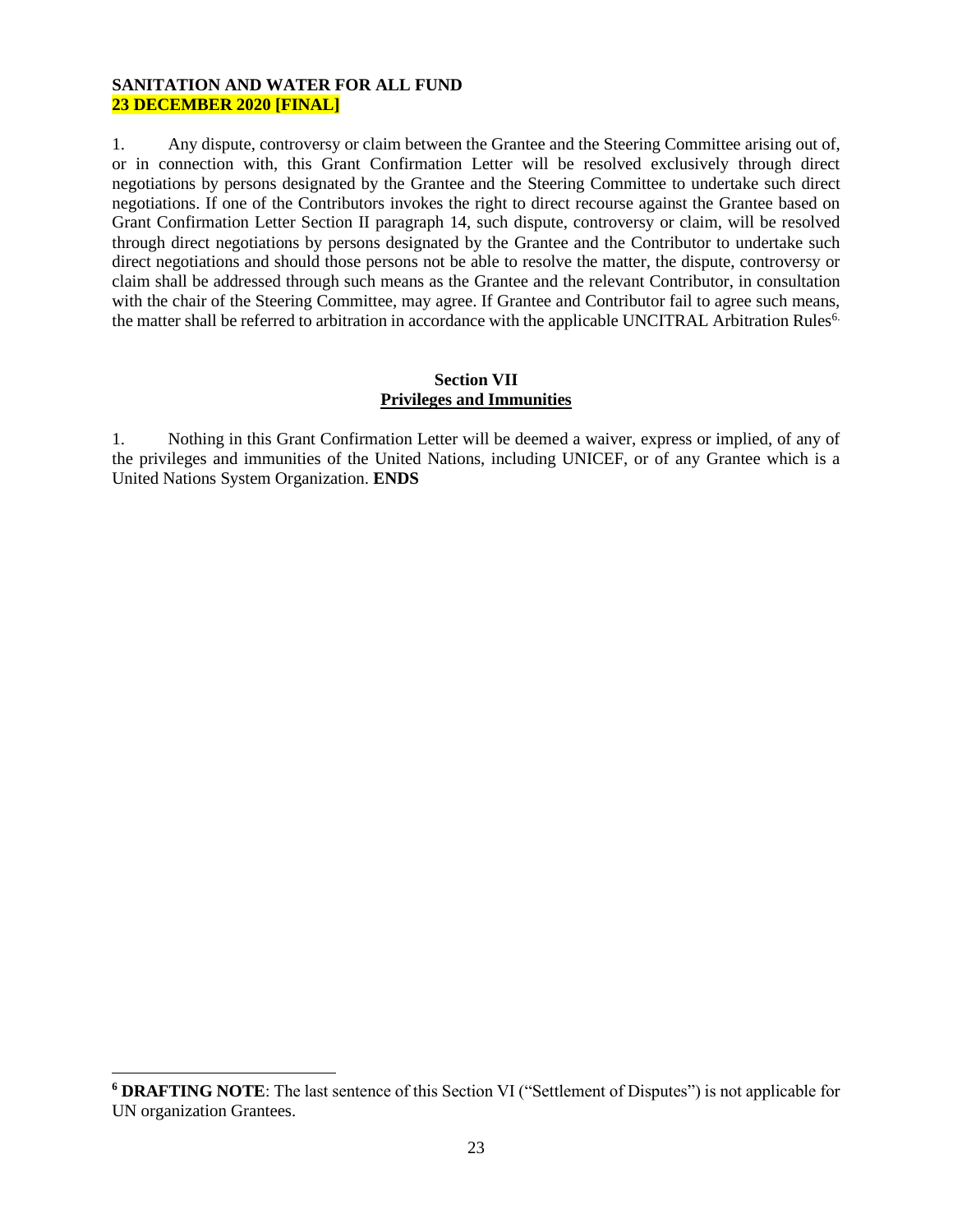**SANITATION AND WATER FOR ALL FUND**
**23 DECEMBER 2020 [FINAL]**

1. Any dispute, controversy or claim between the Grantee and the Steering Committee arising out of, or in connection with, this Grant Confirmation Letter will be resolved exclusively through direct negotiations by persons designated by the Grantee and the Steering Committee to undertake such direct negotiations. If one of the Contributors invokes the right to direct recourse against the Grantee based on Grant Confirmation Letter Section II paragraph 14, such dispute, controversy or claim, will be resolved through direct negotiations by persons designated by the Grantee and the Contributor to undertake such direct negotiations and should those persons not be able to resolve the matter, the dispute, controversy or claim shall be addressed through such means as the Grantee and the relevant Contributor, in consultation with the chair of the Steering Committee, may agree. If Grantee and Contributor fail to agree such means, the matter shall be referred to arbitration in accordance with the applicable UNCITRAL Arbitration Rules[6].

## Section VII
## Privileges and Immunities

1. Nothing in this Grant Confirmation Letter will be deemed a waiver, express or implied, of any of the privileges and immunities of the United Nations, including UNICEF, or of any Grantee which is a United Nations System Organization. **ENDS**

---

[6] **DRAFTING NOTE**: The last sentence of this Section VI ("Settlement of Disputes") is not applicable for UN organization Grantees.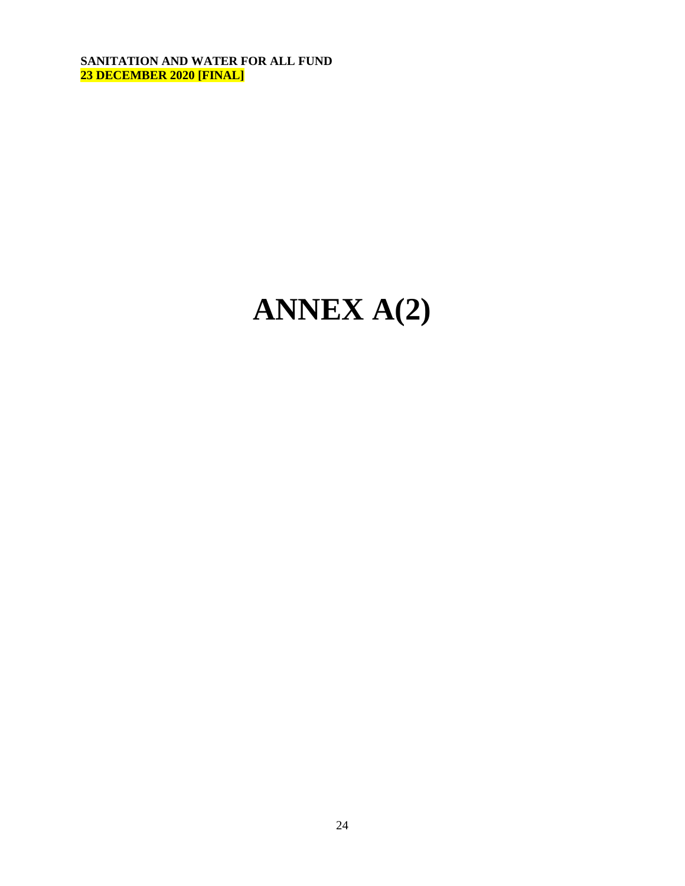# ANNEX A(2)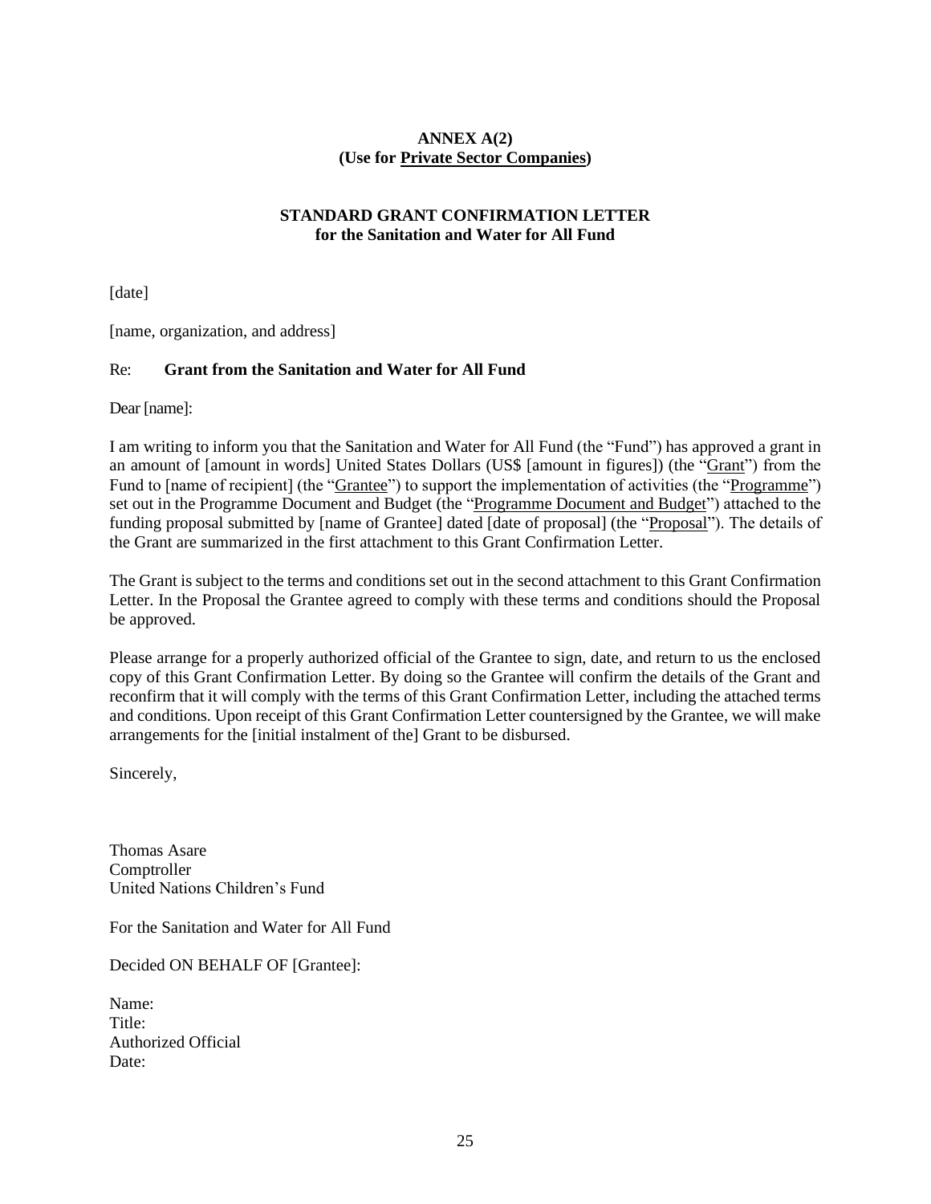**ANNEX A(2)**
**(Use for Private Sector Companies)**

**STANDARD GRANT CONFIRMATION LETTER**
**for the Sanitation and Water for All Fund**

[date]

[name, organization, and address]

Re: **Grant from the Sanitation and Water for All Fund**

Dear [name]:

I am writing to inform you that the Sanitation and Water for All Fund (the "Fund") has approved a grant in an amount of [amount in words] United States Dollars (US$ [amount in figures]) (the "Grant") from the Fund to [name of recipient] (the "Grantee") to support the implementation of activities (the "Programme") set out in the Programme Document and Budget (the "Programme Document and Budget") attached to the funding proposal submitted by [name of Grantee] dated [date of proposal] (the "Proposal"). The details of the Grant are summarized in the first attachment to this Grant Confirmation Letter.

The Grant is subject to the terms and conditions set out in the second attachment to this Grant Confirmation Letter. In the Proposal the Grantee agreed to comply with these terms and conditions should the Proposal be approved.

Please arrange for a properly authorized official of the Grantee to sign, date, and return to us the enclosed copy of this Grant Confirmation Letter. By doing so the Grantee will confirm the details of the Grant and reconfirm that it will comply with the terms of this Grant Confirmation Letter, including the attached terms and conditions. Upon receipt of this Grant Confirmation Letter countersigned by the Grantee, we will make arrangements for the [initial instalment of the] Grant to be disbursed.

Sincerely,

Thomas Asare
Comptroller
United Nations Children's Fund

For the Sanitation and Water for All Fund

Decided ON BEHALF OF [Grantee]:

Name:
Title:
Authorized Official
Date: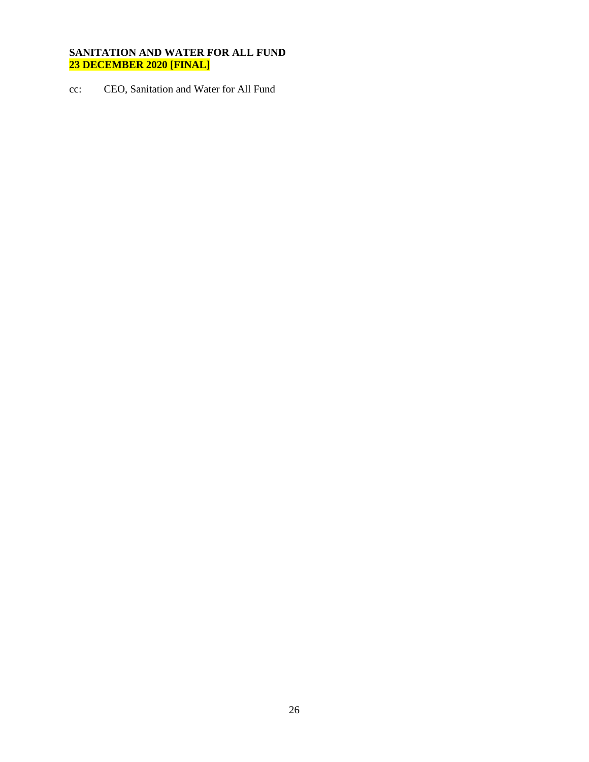**SANITATION AND WATER FOR ALL FUND**
**23 DECEMBER 2020 [FINAL]**

cc: CEO, Sanitation and Water for All Fund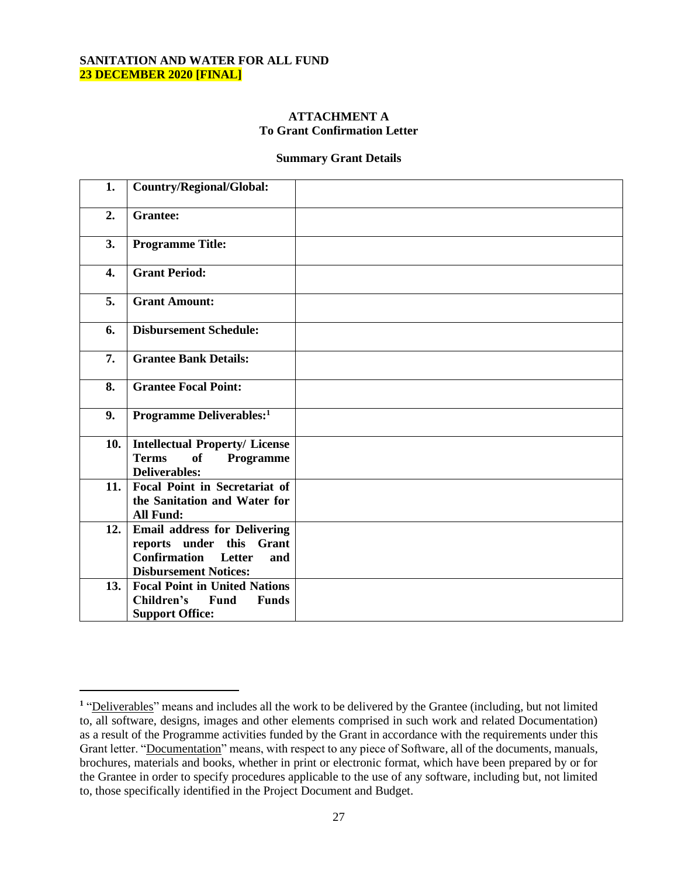**SANITATION AND WATER FOR ALL FUND**
**23 DECEMBER 2020 [FINAL]**

**ATTACHMENT A**
**To Grant Confirmation Letter**

**Summary Grant Details**

| | | |
|---|---|---|
| **1.** | **Country/Regional/Global:** | |
| **2.** | **Grantee:** | |
| **3.** | **Programme Title:** | |
| **4.** | **Grant Period:** | |
| **5.** | **Grant Amount:** | |
| **6.** | **Disbursement Schedule:** | |
| **7.** | **Grantee Bank Details:** | |
| **8.** | **Grantee Focal Point:** | |
| **9.** | **Programme Deliverables:**[1] | |
| **10.** | **Intellectual Property/ License Terms of Programme Deliverables:** | |
| **11.** | **Focal Point in Secretariat of the Sanitation and Water for All Fund:** | |
| **12.** | **Email address for Delivering reports under this Grant Confirmation Letter and Disbursement Notices:** | |
| **13.** | **Focal Point in United Nations Children's Fund Funds Support Office:** | |

[1] "Deliverables" means and includes all the work to be delivered by the Grantee (including, but not limited to, all software, designs, images and other elements comprised in such work and related Documentation) as a result of the Programme activities funded by the Grant in accordance with the requirements under this Grant letter. "Documentation" means, with respect to any piece of Software, all of the documents, manuals, brochures, materials and books, whether in print or electronic format, which have been prepared by or for the Grantee in order to specify procedures applicable to the use of any software, including but, not limited to, those specifically identified in the Project Document and Budget.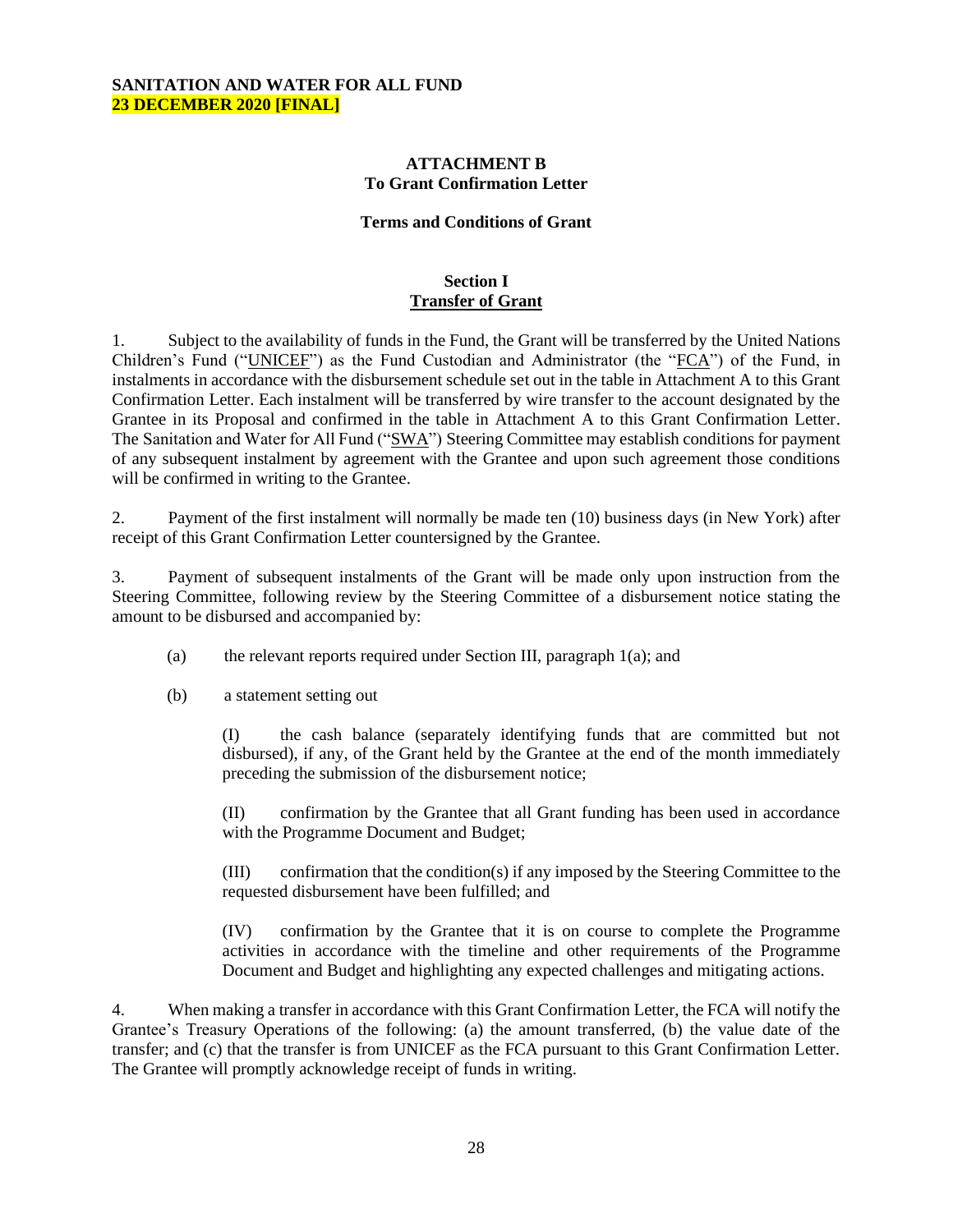**SANITATION AND WATER FOR ALL FUND**
**23 DECEMBER 2020 [FINAL]**

**ATTACHMENT B**
**To Grant Confirmation Letter**

**Terms and Conditions of Grant**

**Section I**
**Transfer of Grant**

1. Subject to the availability of funds in the Fund, the Grant will be transferred by the United Nations Children's Fund ("UNICEF") as the Fund Custodian and Administrator (the "FCA") of the Fund, in instalments in accordance with the disbursement schedule set out in the table in Attachment A to this Grant Confirmation Letter. Each instalment will be transferred by wire transfer to the account designated by the Grantee in its Proposal and confirmed in the table in Attachment A to this Grant Confirmation Letter. The Sanitation and Water for All Fund ("SWA") Steering Committee may establish conditions for payment of any subsequent instalment by agreement with the Grantee and upon such agreement those conditions will be confirmed in writing to the Grantee.

2. Payment of the first instalment will normally be made ten (10) business days (in New York) after receipt of this Grant Confirmation Letter countersigned by the Grantee.

3. Payment of subsequent instalments of the Grant will be made only upon instruction from the Steering Committee, following review by the Steering Committee of a disbursement notice stating the amount to be disbursed and accompanied by:

(a) the relevant reports required under Section III, paragraph 1(a); and

(b) a statement setting out

(I) the cash balance (separately identifying funds that are committed but not disbursed), if any, of the Grant held by the Grantee at the end of the month immediately preceding the submission of the disbursement notice;

(II) confirmation by the Grantee that all Grant funding has been used in accordance with the Programme Document and Budget;

(III) confirmation that the condition(s) if any imposed by the Steering Committee to the requested disbursement have been fulfilled; and

(IV) confirmation by the Grantee that it is on course to complete the Programme activities in accordance with the timeline and other requirements of the Programme Document and Budget and highlighting any expected challenges and mitigating actions.

4. When making a transfer in accordance with this Grant Confirmation Letter, the FCA will notify the Grantee's Treasury Operations of the following: (a) the amount transferred, (b) the value date of the transfer; and (c) that the transfer is from UNICEF as the FCA pursuant to this Grant Confirmation Letter. The Grantee will promptly acknowledge receipt of funds in writing.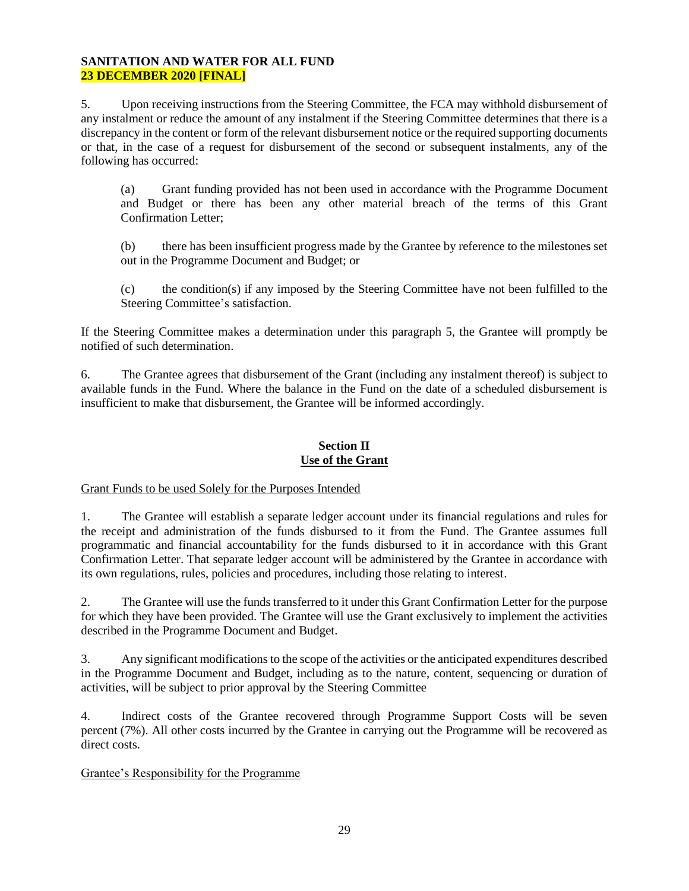5. Upon receiving instructions from the Steering Committee, the FCA may withhold disbursement of any instalment or reduce the amount of any instalment if the Steering Committee determines that there is a discrepancy in the content or form of the relevant disbursement notice or the required supporting documents or that, in the case of a request for disbursement of the second or subsequent instalments, any of the following has occurred:

(a) Grant funding provided has not been used in accordance with the Programme Document and Budget or there has been any other material breach of the terms of this Grant Confirmation Letter;

(b) there has been insufficient progress made by the Grantee by reference to the milestones set out in the Programme Document and Budget; or

(c) the condition(s) if any imposed by the Steering Committee have not been fulfilled to the Steering Committee's satisfaction.

If the Steering Committee makes a determination under this paragraph 5, the Grantee will promptly be notified of such determination.

6. The Grantee agrees that disbursement of the Grant (including any instalment thereof) is subject to available funds in the Fund. Where the balance in the Fund on the date of a scheduled disbursement is insufficient to make that disbursement, the Grantee will be informed accordingly.

## Section II
## Use of the Grant

Grant Funds to be used Solely for the Purposes Intended

1. The Grantee will establish a separate ledger account under its financial regulations and rules for the receipt and administration of the funds disbursed to it from the Fund. The Grantee assumes full programmatic and financial accountability for the funds disbursed to it in accordance with this Grant Confirmation Letter. That separate ledger account will be administered by the Grantee in accordance with its own regulations, rules, policies and procedures, including those relating to interest.

2. The Grantee will use the funds transferred to it under this Grant Confirmation Letter for the purpose for which they have been provided. The Grantee will use the Grant exclusively to implement the activities described in the Programme Document and Budget.

3. Any significant modifications to the scope of the activities or the anticipated expenditures described in the Programme Document and Budget, including as to the nature, content, sequencing or duration of activities, will be subject to prior approval by the Steering Committee

4. Indirect costs of the Grantee recovered through Programme Support Costs will be seven percent (7%). All other costs incurred by the Grantee in carrying out the Programme will be recovered as direct costs.

Grantee's Responsibility for the Programme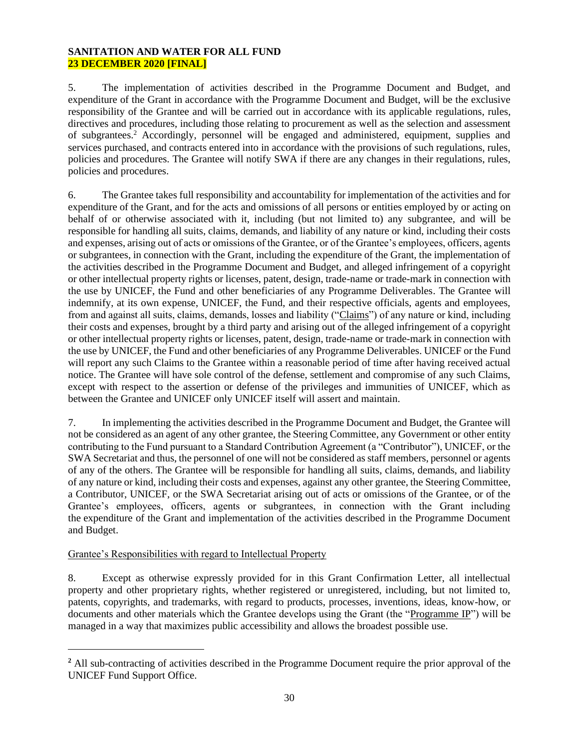**SANITATION AND WATER FOR ALL FUND**
**23 DECEMBER 2020 [FINAL]**

5. The implementation of activities described in the Programme Document and Budget, and expenditure of the Grant in accordance with the Programme Document and Budget, will be the exclusive responsibility of the Grantee and will be carried out in accordance with its applicable regulations, rules, directives and procedures, including those relating to procurement as well as the selection and assessment of subgrantees.[2] Accordingly, personnel will be engaged and administered, equipment, supplies and services purchased, and contracts entered into in accordance with the provisions of such regulations, rules, policies and procedures. The Grantee will notify SWA if there are any changes in their regulations, rules, policies and procedures.

6. The Grantee takes full responsibility and accountability for implementation of the activities and for expenditure of the Grant, and for the acts and omissions of all persons or entities employed by or acting on behalf of or otherwise associated with it, including (but not limited to) any subgrantee, and will be responsible for handling all suits, claims, demands, and liability of any nature or kind, including their costs and expenses, arising out of acts or omissions of the Grantee, or of the Grantee's employees, officers, agents or subgrantees, in connection with the Grant, including the expenditure of the Grant, the implementation of the activities described in the Programme Document and Budget, and alleged infringement of a copyright or other intellectual property rights or licenses, patent, design, trade-name or trade-mark in connection with the use by UNICEF, the Fund and other beneficiaries of any Programme Deliverables. The Grantee will indemnify, at its own expense, UNICEF, the Fund, and their respective officials, agents and employees, from and against all suits, claims, demands, losses and liability ("Claims") of any nature or kind, including their costs and expenses, brought by a third party and arising out of the alleged infringement of a copyright or other intellectual property rights or licenses, patent, design, trade-name or trade-mark in connection with the use by UNICEF, the Fund and other beneficiaries of any Programme Deliverables. UNICEF or the Fund will report any such Claims to the Grantee within a reasonable period of time after having received actual notice. The Grantee will have sole control of the defense, settlement and compromise of any such Claims, except with respect to the assertion or defense of the privileges and immunities of UNICEF, which as between the Grantee and UNICEF only UNICEF itself will assert and maintain.

7. In implementing the activities described in the Programme Document and Budget, the Grantee will not be considered as an agent of any other grantee, the Steering Committee, any Government or other entity contributing to the Fund pursuant to a Standard Contribution Agreement (a "Contributor"), UNICEF, or the SWA Secretariat and thus, the personnel of one will not be considered as staff members, personnel or agents of any of the others. The Grantee will be responsible for handling all suits, claims, demands, and liability of any nature or kind, including their costs and expenses, against any other grantee, the Steering Committee, a Contributor, UNICEF, or the SWA Secretariat arising out of acts or omissions of the Grantee, or of the Grantee's employees, officers, agents or subgrantees, in connection with the Grant including the expenditure of the Grant and implementation of the activities described in the Programme Document and Budget.

Grantee's Responsibilities with regard to Intellectual Property

8. Except as otherwise expressly provided for in this Grant Confirmation Letter, all intellectual property and other proprietary rights, whether registered or unregistered, including, but not limited to, patents, copyrights, and trademarks, with regard to products, processes, inventions, ideas, know-how, or documents and other materials which the Grantee develops using the Grant (the "Programme IP") will be managed in a way that maximizes public accessibility and allows the broadest possible use.

[2] All sub-contracting of activities described in the Programme Document require the prior approval of the UNICEF Fund Support Office.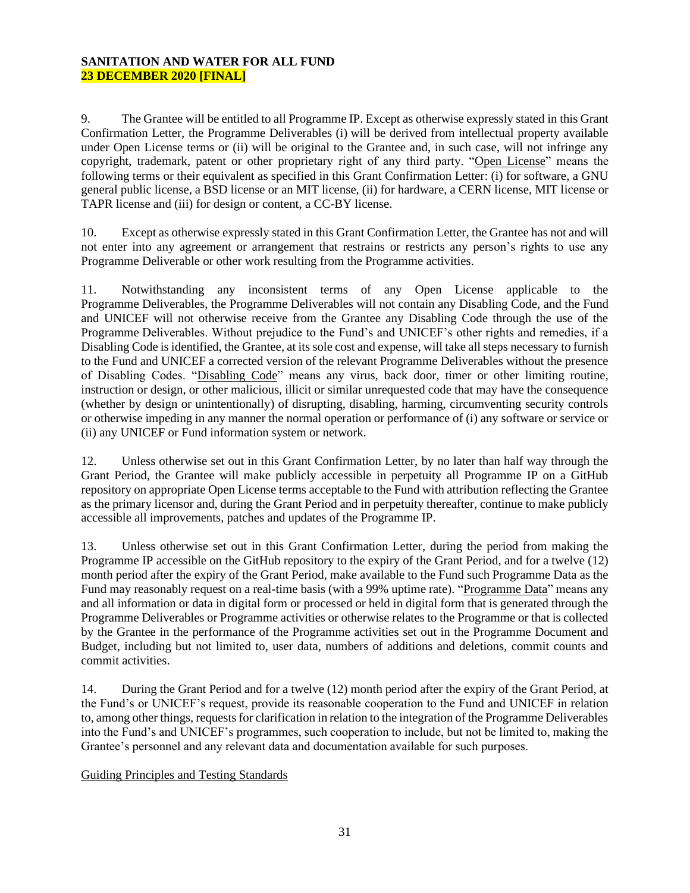9. The Grantee will be entitled to all Programme IP. Except as otherwise expressly stated in this Grant Confirmation Letter, the Programme Deliverables (i) will be derived from intellectual property available under Open License terms or (ii) will be original to the Grantee and, in such case, will not infringe any copyright, trademark, patent or other proprietary right of any third party. "Open License" means the following terms or their equivalent as specified in this Grant Confirmation Letter: (i) for software, a GNU general public license, a BSD license or an MIT license, (ii) for hardware, a CERN license, MIT license or TAPR license and (iii) for design or content, a CC-BY license.

10. Except as otherwise expressly stated in this Grant Confirmation Letter, the Grantee has not and will not enter into any agreement or arrangement that restrains or restricts any person's rights to use any Programme Deliverable or other work resulting from the Programme activities.

11. Notwithstanding any inconsistent terms of any Open License applicable to the Programme Deliverables, the Programme Deliverables will not contain any Disabling Code, and the Fund and UNICEF will not otherwise receive from the Grantee any Disabling Code through the use of the Programme Deliverables. Without prejudice to the Fund's and UNICEF's other rights and remedies, if a Disabling Code is identified, the Grantee, at its sole cost and expense, will take all steps necessary to furnish to the Fund and UNICEF a corrected version of the relevant Programme Deliverables without the presence of Disabling Codes. "Disabling Code" means any virus, back door, timer or other limiting routine, instruction or design, or other malicious, illicit or similar unrequested code that may have the consequence (whether by design or unintentionally) of disrupting, disabling, harming, circumventing security controls or otherwise impeding in any manner the normal operation or performance of (i) any software or service or (ii) any UNICEF or Fund information system or network.

12. Unless otherwise set out in this Grant Confirmation Letter, by no later than half way through the Grant Period, the Grantee will make publicly accessible in perpetuity all Programme IP on a GitHub repository on appropriate Open License terms acceptable to the Fund with attribution reflecting the Grantee as the primary licensor and, during the Grant Period and in perpetuity thereafter, continue to make publicly accessible all improvements, patches and updates of the Programme IP.

13. Unless otherwise set out in this Grant Confirmation Letter, during the period from making the Programme IP accessible on the GitHub repository to the expiry of the Grant Period, and for a twelve (12) month period after the expiry of the Grant Period, make available to the Fund such Programme Data as the Fund may reasonably request on a real-time basis (with a 99% uptime rate). "Programme Data" means any and all information or data in digital form or processed or held in digital form that is generated through the Programme Deliverables or Programme activities or otherwise relates to the Programme or that is collected by the Grantee in the performance of the Programme activities set out in the Programme Document and Budget, including but not limited to, user data, numbers of additions and deletions, commit counts and commit activities.

14. During the Grant Period and for a twelve (12) month period after the expiry of the Grant Period, at the Fund's or UNICEF's request, provide its reasonable cooperation to the Fund and UNICEF in relation to, among other things, requests for clarification in relation to the integration of the Programme Deliverables into the Fund's and UNICEF's programmes, such cooperation to include, but not be limited to, making the Grantee's personnel and any relevant data and documentation available for such purposes.

Guiding Principles and Testing Standards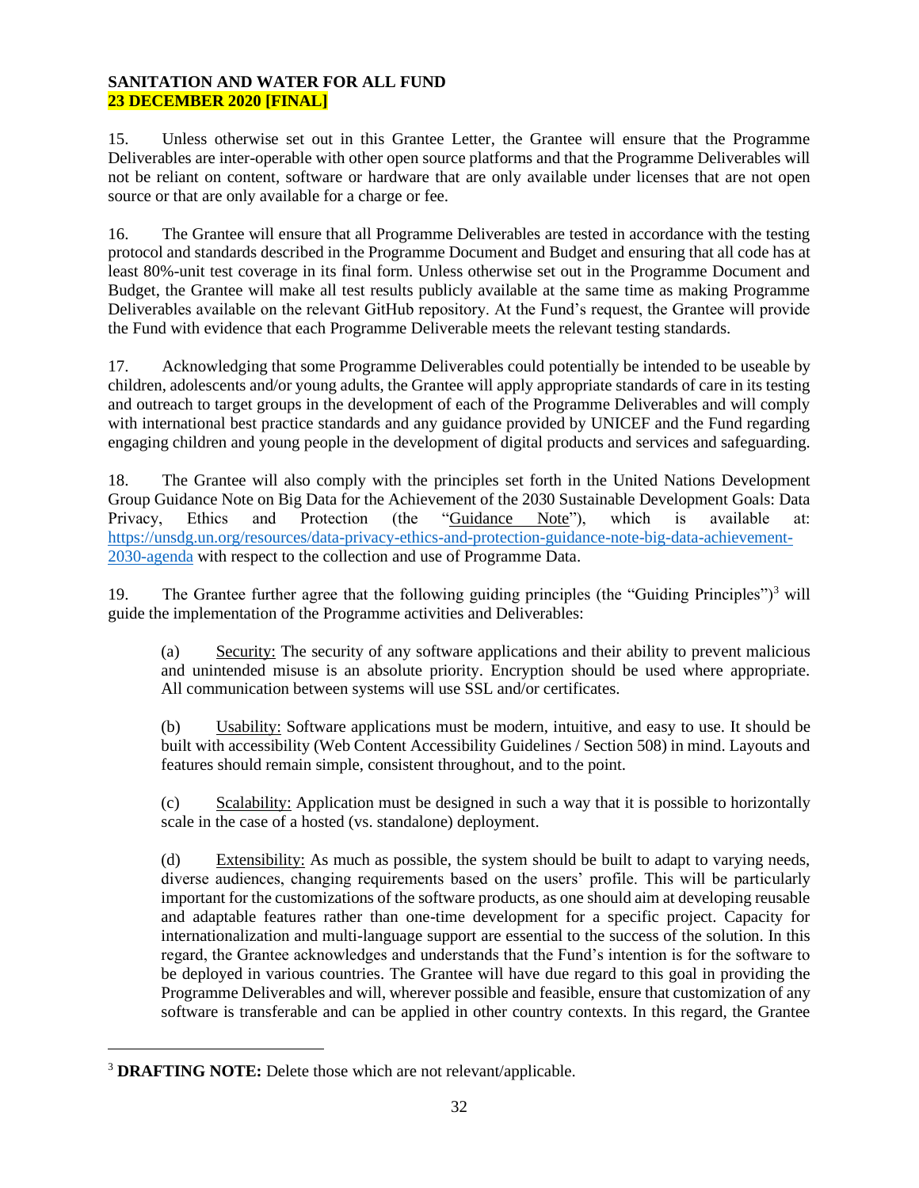**SANITATION AND WATER FOR ALL FUND**
**23 DECEMBER 2020 [FINAL]**

15. Unless otherwise set out in this Grantee Letter, the Grantee will ensure that the Programme Deliverables are inter-operable with other open source platforms and that the Programme Deliverables will not be reliant on content, software or hardware that are only available under licenses that are not open source or that are only available for a charge or fee.

16. The Grantee will ensure that all Programme Deliverables are tested in accordance with the testing protocol and standards described in the Programme Document and Budget and ensuring that all code has at least 80%-unit test coverage in its final form. Unless otherwise set out in the Programme Document and Budget, the Grantee will make all test results publicly available at the same time as making Programme Deliverables available on the relevant GitHub repository. At the Fund's request, the Grantee will provide the Fund with evidence that each Programme Deliverable meets the relevant testing standards.

17. Acknowledging that some Programme Deliverables could potentially be intended to be useable by children, adolescents and/or young adults, the Grantee will apply appropriate standards of care in its testing and outreach to target groups in the development of each of the Programme Deliverables and will comply with international best practice standards and any guidance provided by UNICEF and the Fund regarding engaging children and young people in the development of digital products and services and safeguarding.

18. The Grantee will also comply with the principles set forth in the United Nations Development Group Guidance Note on Big Data for the Achievement of the 2030 Sustainable Development Goals: Data Privacy, Ethics and Protection (the "Guidance Note"), which is available at: https://unsdg.un.org/resources/data-privacy-ethics-and-protection-guidance-note-big-data-achievement-2030-agenda with respect to the collection and use of Programme Data.

19. The Grantee further agree that the following guiding principles (the "Guiding Principles")[3] will guide the implementation of the Programme activities and Deliverables:

(a) Security: The security of any software applications and their ability to prevent malicious and unintended misuse is an absolute priority. Encryption should be used where appropriate. All communication between systems will use SSL and/or certificates.

(b) Usability: Software applications must be modern, intuitive, and easy to use. It should be built with accessibility (Web Content Accessibility Guidelines / Section 508) in mind. Layouts and features should remain simple, consistent throughout, and to the point.

(c) Scalability: Application must be designed in such a way that it is possible to horizontally scale in the case of a hosted (vs. standalone) deployment.

(d) Extensibility: As much as possible, the system should be built to adapt to varying needs, diverse audiences, changing requirements based on the users' profile. This will be particularly important for the customizations of the software products, as one should aim at developing reusable and adaptable features rather than one-time development for a specific project. Capacity for internationalization and multi-language support are essential to the success of the solution. In this regard, the Grantee acknowledges and understands that the Fund's intention is for the software to be deployed in various countries. The Grantee will have due regard to this goal in providing the Programme Deliverables and will, wherever possible and feasible, ensure that customization of any software is transferable and can be applied in other country contexts. In this regard, the Grantee

---

[3] **DRAFTING NOTE:** Delete those which are not relevant/applicable.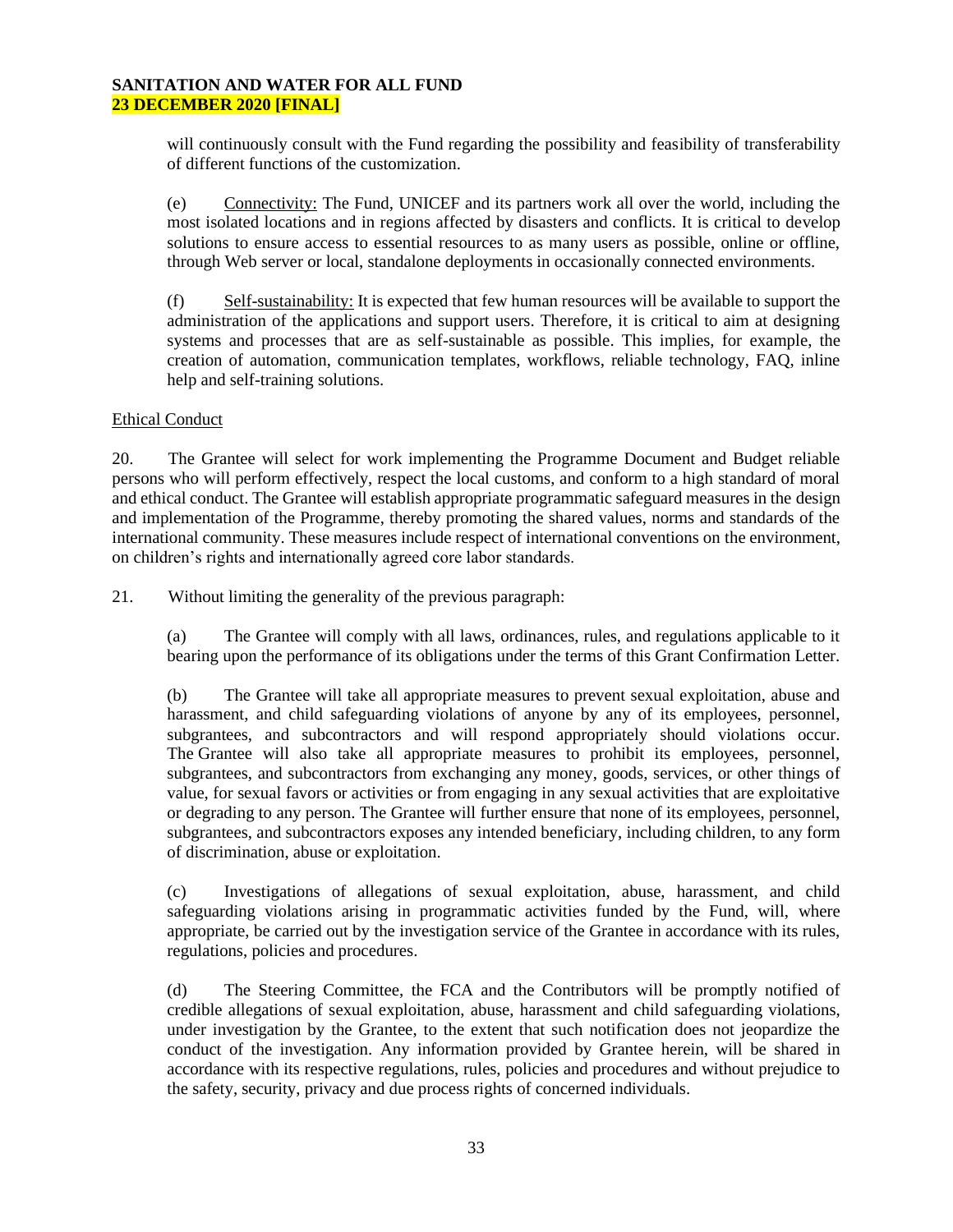will continuously consult with the Fund regarding the possibility and feasibility of transferability of different functions of the customization.

(e) Connectivity: The Fund, UNICEF and its partners work all over the world, including the most isolated locations and in regions affected by disasters and conflicts. It is critical to develop solutions to ensure access to essential resources to as many users as possible, online or offline, through Web server or local, standalone deployments in occasionally connected environments.

(f) Self-sustainability: It is expected that few human resources will be available to support the administration of the applications and support users. Therefore, it is critical to aim at designing systems and processes that are as self-sustainable as possible. This implies, for example, the creation of automation, communication templates, workflows, reliable technology, FAQ, inline help and self-training solutions.

Ethical Conduct

20. The Grantee will select for work implementing the Programme Document and Budget reliable persons who will perform effectively, respect the local customs, and conform to a high standard of moral and ethical conduct. The Grantee will establish appropriate programmatic safeguard measures in the design and implementation of the Programme, thereby promoting the shared values, norms and standards of the international community. These measures include respect of international conventions on the environment, on children's rights and internationally agreed core labor standards.

21. Without limiting the generality of the previous paragraph:

(a) The Grantee will comply with all laws, ordinances, rules, and regulations applicable to it bearing upon the performance of its obligations under the terms of this Grant Confirmation Letter.

(b) The Grantee will take all appropriate measures to prevent sexual exploitation, abuse and harassment, and child safeguarding violations of anyone by any of its employees, personnel, subgrantees, and subcontractors and will respond appropriately should violations occur. The Grantee will also take all appropriate measures to prohibit its employees, personnel, subgrantees, and subcontractors from exchanging any money, goods, services, or other things of value, for sexual favors or activities or from engaging in any sexual activities that are exploitative or degrading to any person. The Grantee will further ensure that none of its employees, personnel, subgrantees, and subcontractors exposes any intended beneficiary, including children, to any form of discrimination, abuse or exploitation.

(c) Investigations of allegations of sexual exploitation, abuse, harassment, and child safeguarding violations arising in programmatic activities funded by the Fund, will, where appropriate, be carried out by the investigation service of the Grantee in accordance with its rules, regulations, policies and procedures.

(d) The Steering Committee, the FCA and the Contributors will be promptly notified of credible allegations of sexual exploitation, abuse, harassment and child safeguarding violations, under investigation by the Grantee, to the extent that such notification does not jeopardize the conduct of the investigation. Any information provided by Grantee herein, will be shared in accordance with its respective regulations, rules, policies and procedures and without prejudice to the safety, security, privacy and due process rights of concerned individuals.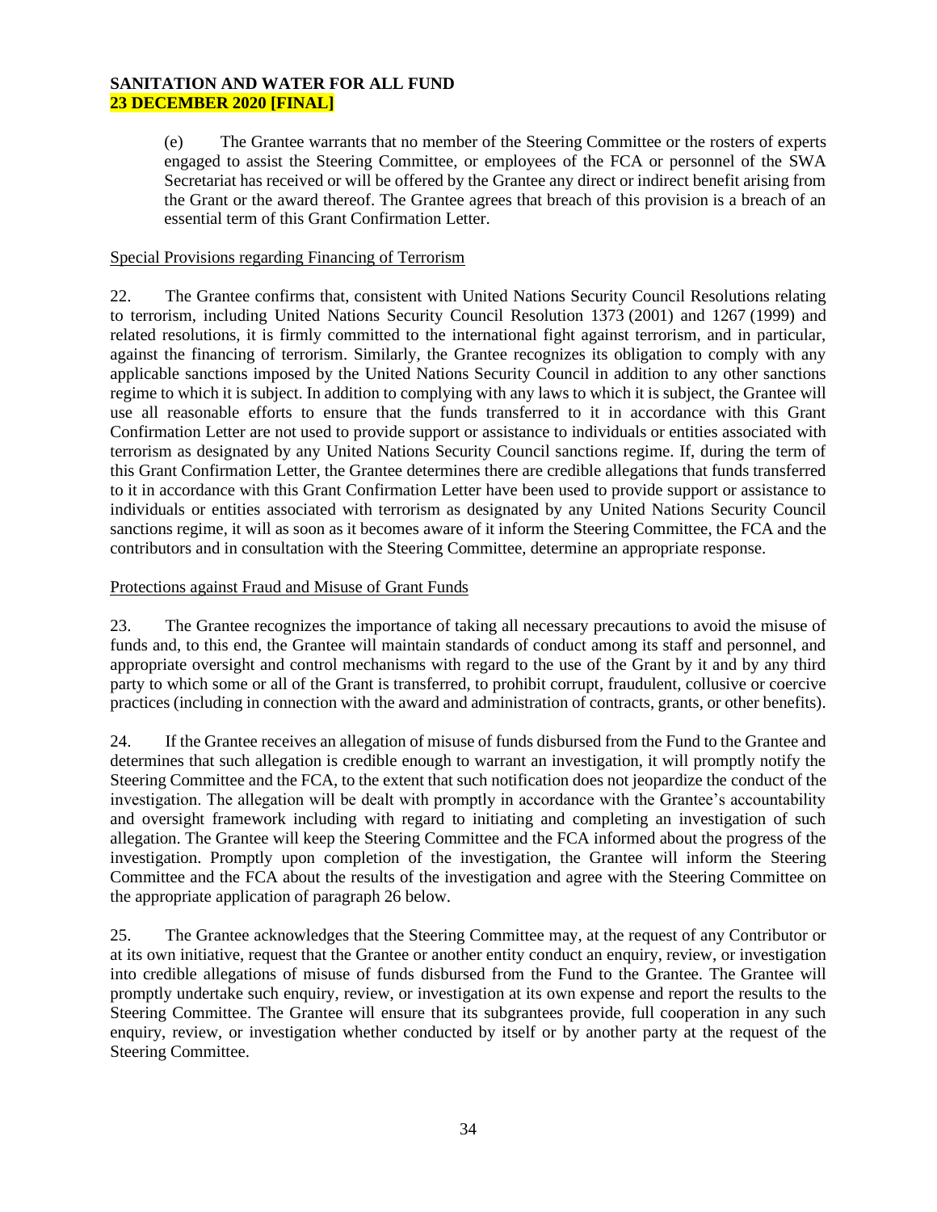(e) The Grantee warrants that no member of the Steering Committee or the rosters of experts engaged to assist the Steering Committee, or employees of the FCA or personnel of the SWA Secretariat has received or will be offered by the Grantee any direct or indirect benefit arising from the Grant or the award thereof. The Grantee agrees that breach of this provision is a breach of an essential term of this Grant Confirmation Letter.

Special Provisions regarding Financing of Terrorism

22. The Grantee confirms that, consistent with United Nations Security Council Resolutions relating to terrorism, including United Nations Security Council Resolution 1373 (2001) and 1267 (1999) and related resolutions, it is firmly committed to the international fight against terrorism, and in particular, against the financing of terrorism. Similarly, the Grantee recognizes its obligation to comply with any applicable sanctions imposed by the United Nations Security Council in addition to any other sanctions regime to which it is subject. In addition to complying with any laws to which it is subject, the Grantee will use all reasonable efforts to ensure that the funds transferred to it in accordance with this Grant Confirmation Letter are not used to provide support or assistance to individuals or entities associated with terrorism as designated by any United Nations Security Council sanctions regime. If, during the term of this Grant Confirmation Letter, the Grantee determines there are credible allegations that funds transferred to it in accordance with this Grant Confirmation Letter have been used to provide support or assistance to individuals or entities associated with terrorism as designated by any United Nations Security Council sanctions regime, it will as soon as it becomes aware of it inform the Steering Committee, the FCA and the contributors and in consultation with the Steering Committee, determine an appropriate response.

Protections against Fraud and Misuse of Grant Funds

23. The Grantee recognizes the importance of taking all necessary precautions to avoid the misuse of funds and, to this end, the Grantee will maintain standards of conduct among its staff and personnel, and appropriate oversight and control mechanisms with regard to the use of the Grant by it and by any third party to which some or all of the Grant is transferred, to prohibit corrupt, fraudulent, collusive or coercive practices (including in connection with the award and administration of contracts, grants, or other benefits).

24. If the Grantee receives an allegation of misuse of funds disbursed from the Fund to the Grantee and determines that such allegation is credible enough to warrant an investigation, it will promptly notify the Steering Committee and the FCA, to the extent that such notification does not jeopardize the conduct of the investigation. The allegation will be dealt with promptly in accordance with the Grantee's accountability and oversight framework including with regard to initiating and completing an investigation of such allegation. The Grantee will keep the Steering Committee and the FCA informed about the progress of the investigation. Promptly upon completion of the investigation, the Grantee will inform the Steering Committee and the FCA about the results of the investigation and agree with the Steering Committee on the appropriate application of paragraph 26 below.

25. The Grantee acknowledges that the Steering Committee may, at the request of any Contributor or at its own initiative, request that the Grantee or another entity conduct an enquiry, review, or investigation into credible allegations of misuse of funds disbursed from the Fund to the Grantee. The Grantee will promptly undertake such enquiry, review, or investigation at its own expense and report the results to the Steering Committee. The Grantee will ensure that its subgrantees provide, full cooperation in any such enquiry, review, or investigation whether conducted by itself or by another party at the request of the Steering Committee.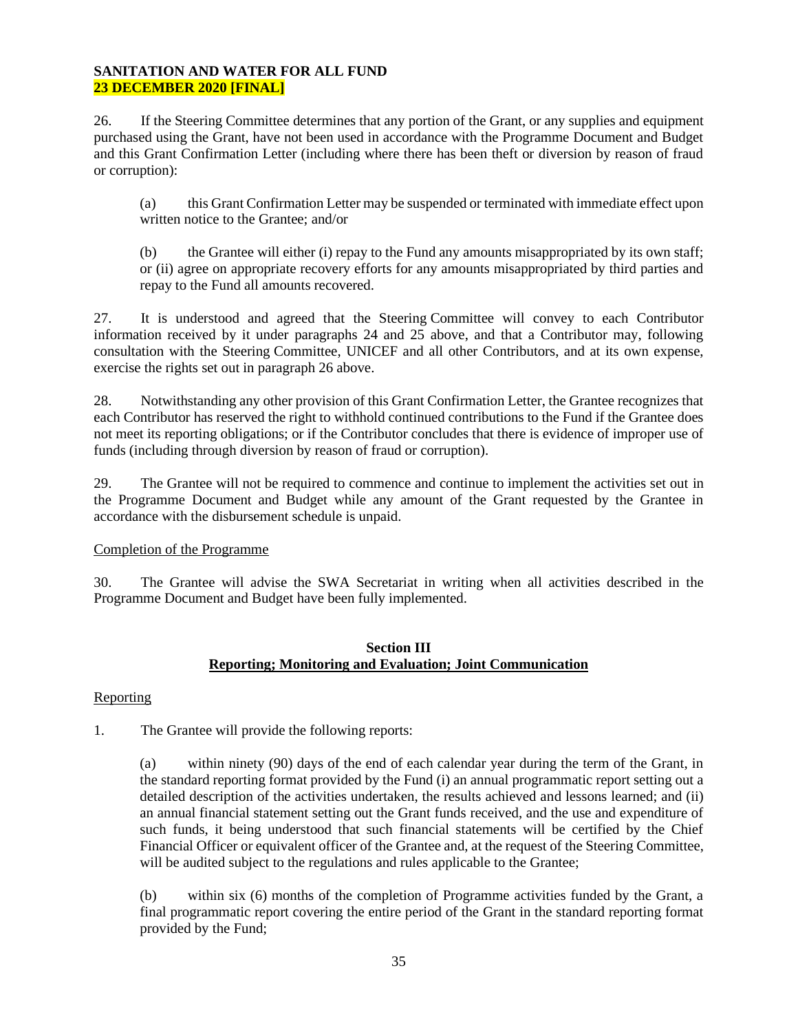26. If the Steering Committee determines that any portion of the Grant, or any supplies and equipment purchased using the Grant, have not been used in accordance with the Programme Document and Budget and this Grant Confirmation Letter (including where there has been theft or diversion by reason of fraud or corruption):

(a) this Grant Confirmation Letter may be suspended or terminated with immediate effect upon written notice to the Grantee; and/or

(b) the Grantee will either (i) repay to the Fund any amounts misappropriated by its own staff; or (ii) agree on appropriate recovery efforts for any amounts misappropriated by third parties and repay to the Fund all amounts recovered.

27. It is understood and agreed that the Steering Committee will convey to each Contributor information received by it under paragraphs 24 and 25 above, and that a Contributor may, following consultation with the Steering Committee, UNICEF and all other Contributors, and at its own expense, exercise the rights set out in paragraph 26 above.

28. Notwithstanding any other provision of this Grant Confirmation Letter, the Grantee recognizes that each Contributor has reserved the right to withhold continued contributions to the Fund if the Grantee does not meet its reporting obligations; or if the Contributor concludes that there is evidence of improper use of funds (including through diversion by reason of fraud or corruption).

29. The Grantee will not be required to commence and continue to implement the activities set out in the Programme Document and Budget while any amount of the Grant requested by the Grantee in accordance with the disbursement schedule is unpaid.

Completion of the Programme

30. The Grantee will advise the SWA Secretariat in writing when all activities described in the Programme Document and Budget have been fully implemented.

## Section III
## Reporting; Monitoring and Evaluation; Joint Communication

Reporting

1. The Grantee will provide the following reports:

(a) within ninety (90) days of the end of each calendar year during the term of the Grant, in the standard reporting format provided by the Fund (i) an annual programmatic report setting out a detailed description of the activities undertaken, the results achieved and lessons learned; and (ii) an annual financial statement setting out the Grant funds received, and the use and expenditure of such funds, it being understood that such financial statements will be certified by the Chief Financial Officer or equivalent officer of the Grantee and, at the request of the Steering Committee, will be audited subject to the regulations and rules applicable to the Grantee;

(b) within six (6) months of the completion of Programme activities funded by the Grant, a final programmatic report covering the entire period of the Grant in the standard reporting format provided by the Fund;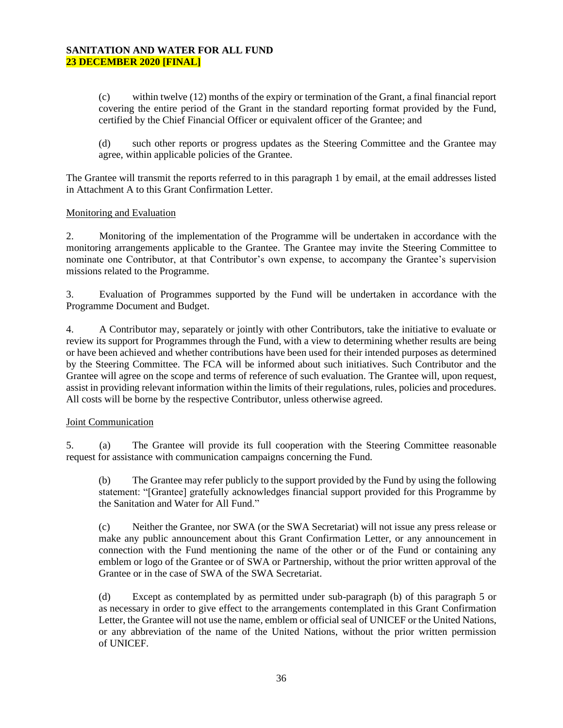(c) within twelve (12) months of the expiry or termination of the Grant, a final financial report covering the entire period of the Grant in the standard reporting format provided by the Fund, certified by the Chief Financial Officer or equivalent officer of the Grantee; and

(d) such other reports or progress updates as the Steering Committee and the Grantee may agree, within applicable policies of the Grantee.

The Grantee will transmit the reports referred to in this paragraph 1 by email, at the email addresses listed in Attachment A to this Grant Confirmation Letter.

<u>Monitoring and Evaluation</u>

2. Monitoring of the implementation of the Programme will be undertaken in accordance with the monitoring arrangements applicable to the Grantee. The Grantee may invite the Steering Committee to nominate one Contributor, at that Contributor's own expense, to accompany the Grantee's supervision missions related to the Programme.

3. Evaluation of Programmes supported by the Fund will be undertaken in accordance with the Programme Document and Budget.

4. A Contributor may, separately or jointly with other Contributors, take the initiative to evaluate or review its support for Programmes through the Fund, with a view to determining whether results are being or have been achieved and whether contributions have been used for their intended purposes as determined by the Steering Committee. The FCA will be informed about such initiatives. Such Contributor and the Grantee will agree on the scope and terms of reference of such evaluation. The Grantee will, upon request, assist in providing relevant information within the limits of their regulations, rules, policies and procedures. All costs will be borne by the respective Contributor, unless otherwise agreed.

<u>Joint Communication</u>

5. (a) The Grantee will provide its full cooperation with the Steering Committee reasonable request for assistance with communication campaigns concerning the Fund.

(b) The Grantee may refer publicly to the support provided by the Fund by using the following statement: "[Grantee] gratefully acknowledges financial support provided for this Programme by the Sanitation and Water for All Fund."

(c) Neither the Grantee, nor SWA (or the SWA Secretariat) will not issue any press release or make any public announcement about this Grant Confirmation Letter, or any announcement in connection with the Fund mentioning the name of the other or of the Fund or containing any emblem or logo of the Grantee or of SWA or Partnership, without the prior written approval of the Grantee or in the case of SWA of the SWA Secretariat.

(d) Except as contemplated by as permitted under sub-paragraph (b) of this paragraph 5 or as necessary in order to give effect to the arrangements contemplated in this Grant Confirmation Letter, the Grantee will not use the name, emblem or official seal of UNICEF or the United Nations, or any abbreviation of the name of the United Nations, without the prior written permission of UNICEF.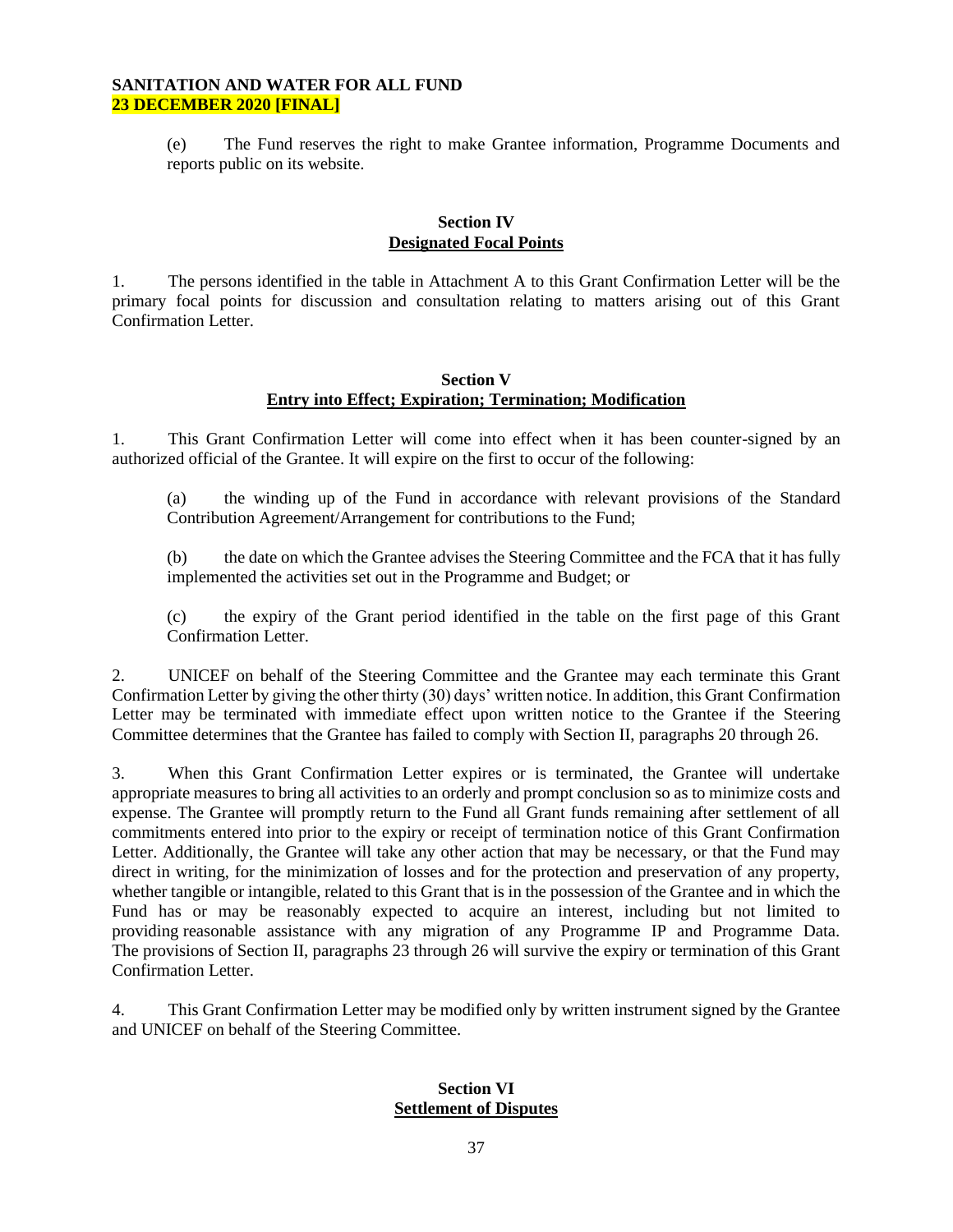(e) The Fund reserves the right to make Grantee information, Programme Documents and reports public on its website.

## Section IV
## Designated Focal Points

1. The persons identified in the table in Attachment A to this Grant Confirmation Letter will be the primary focal points for discussion and consultation relating to matters arising out of this Grant Confirmation Letter.

## Section V
## Entry into Effect; Expiration; Termination; Modification

1. This Grant Confirmation Letter will come into effect when it has been counter-signed by an authorized official of the Grantee. It will expire on the first to occur of the following:

(a) the winding up of the Fund in accordance with relevant provisions of the Standard Contribution Agreement/Arrangement for contributions to the Fund;

(b) the date on which the Grantee advises the Steering Committee and the FCA that it has fully implemented the activities set out in the Programme and Budget; or

(c) the expiry of the Grant period identified in the table on the first page of this Grant Confirmation Letter.

2. UNICEF on behalf of the Steering Committee and the Grantee may each terminate this Grant Confirmation Letter by giving the other thirty (30) days' written notice. In addition, this Grant Confirmation Letter may be terminated with immediate effect upon written notice to the Grantee if the Steering Committee determines that the Grantee has failed to comply with Section II, paragraphs 20 through 26.

3. When this Grant Confirmation Letter expires or is terminated, the Grantee will undertake appropriate measures to bring all activities to an orderly and prompt conclusion so as to minimize costs and expense. The Grantee will promptly return to the Fund all Grant funds remaining after settlement of all commitments entered into prior to the expiry or receipt of termination notice of this Grant Confirmation Letter. Additionally, the Grantee will take any other action that may be necessary, or that the Fund may direct in writing, for the minimization of losses and for the protection and preservation of any property, whether tangible or intangible, related to this Grant that is in the possession of the Grantee and in which the Fund has or may be reasonably expected to acquire an interest, including but not limited to providing reasonable assistance with any migration of any Programme IP and Programme Data. The provisions of Section II, paragraphs 23 through 26 will survive the expiry or termination of this Grant Confirmation Letter.

4. This Grant Confirmation Letter may be modified only by written instrument signed by the Grantee and UNICEF on behalf of the Steering Committee.

## Section VI
## Settlement of Disputes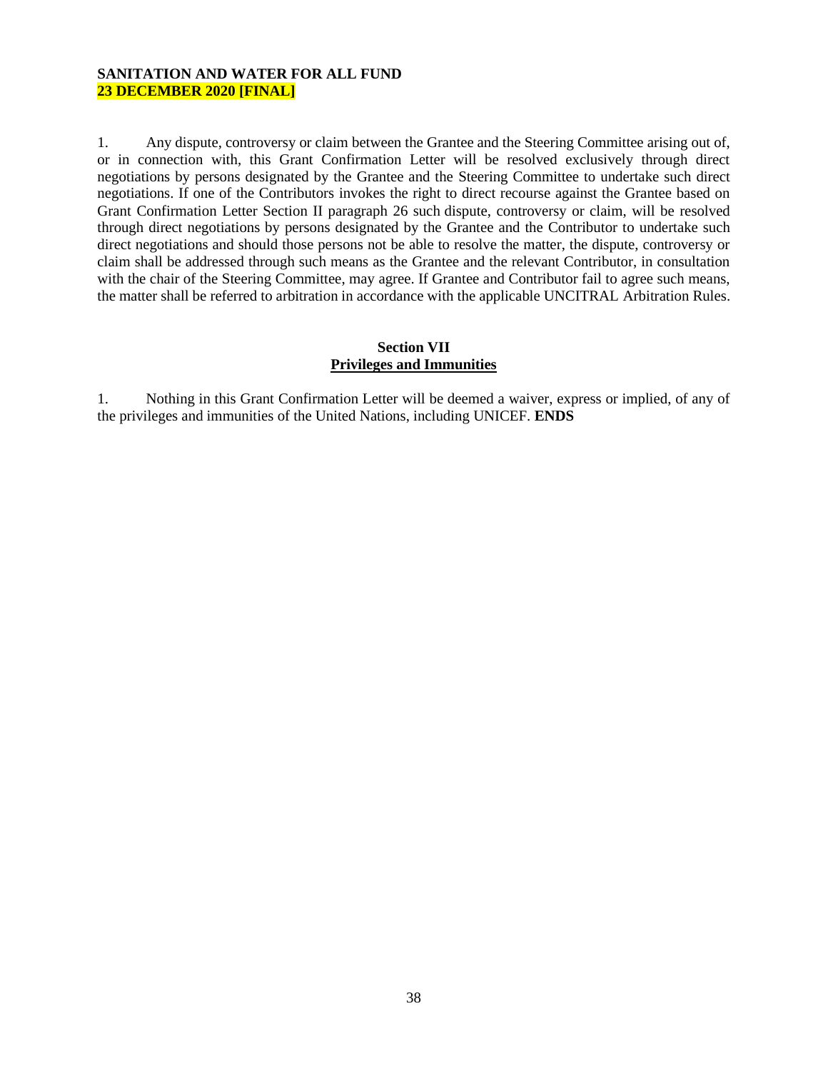1. Any dispute, controversy or claim between the Grantee and the Steering Committee arising out of, or in connection with, this Grant Confirmation Letter will be resolved exclusively through direct negotiations by persons designated by the Grantee and the Steering Committee to undertake such direct negotiations. If one of the Contributors invokes the right to direct recourse against the Grantee based on Grant Confirmation Letter Section II paragraph 26 such dispute, controversy or claim, will be resolved through direct negotiations by persons designated by the Grantee and the Contributor to undertake such direct negotiations and should those persons not be able to resolve the matter, the dispute, controversy or claim shall be addressed through such means as the Grantee and the relevant Contributor, in consultation with the chair of the Steering Committee, may agree. If Grantee and Contributor fail to agree such means, the matter shall be referred to arbitration in accordance with the applicable UNCITRAL Arbitration Rules.

## Section VII
## Privileges and Immunities

1. Nothing in this Grant Confirmation Letter will be deemed a waiver, express or implied, of any of the privileges and immunities of the United Nations, including UNICEF. **ENDS**